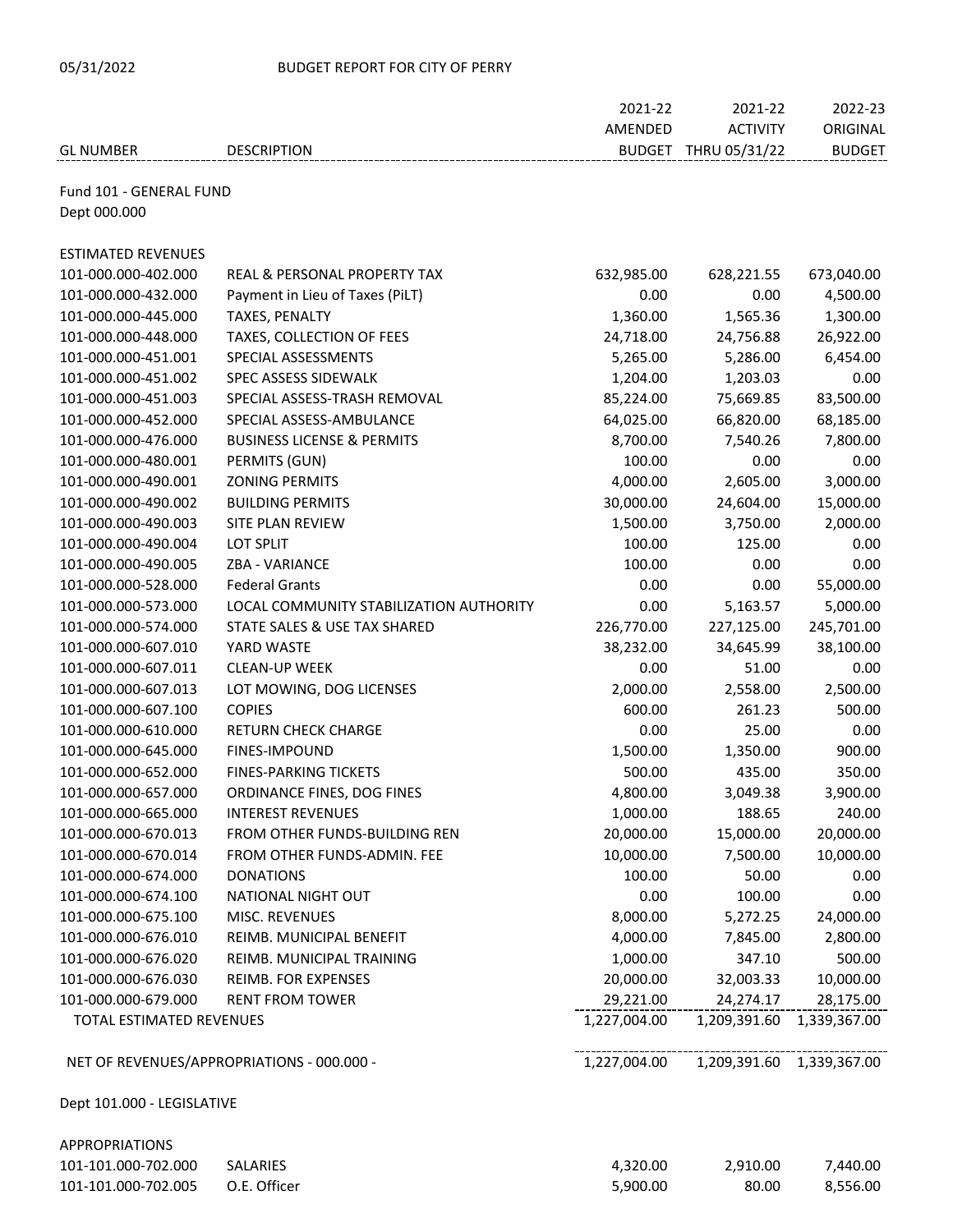05/31/2022 BUDGET REPORT FOR CITY OF PERRY

| GL NUMBER | DESCRIPTION | 2021-22 AMENDED BUDGET | 2021-22 ACTIVITY THRU 05/31/22 | 2022-23 ORIGINAL BUDGET |
|---|---|---|---|---|
| **Fund 101 - GENERAL FUND** | | | | |
| Dept 000.000 | | | | |
| ESTIMATED REVENUES | | | | |
| 101-000.000-402.000 | REAL & PERSONAL PROPERTY TAX | 632,985.00 | 628,221.55 | 673,040.00 |
| 101-000.000-432.000 | Payment in Lieu of Taxes (PiLT) | 0.00 | 0.00 | 4,500.00 |
| 101-000.000-445.000 | TAXES, PENALTY | 1,360.00 | 1,565.36 | 1,300.00 |
| 101-000.000-448.000 | TAXES, COLLECTION OF FEES | 24,718.00 | 24,756.88 | 26,922.00 |
| 101-000.000-451.001 | SPECIAL ASSESSMENTS | 5,265.00 | 5,286.00 | 6,454.00 |
| 101-000.000-451.002 | SPEC ASSESS SIDEWALK | 1,204.00 | 1,203.03 | 0.00 |
| 101-000.000-451.003 | SPECIAL ASSESS-TRASH REMOVAL | 85,224.00 | 75,669.85 | 83,500.00 |
| 101-000.000-452.000 | SPECIAL ASSESS-AMBULANCE | 64,025.00 | 66,820.00 | 68,185.00 |
| 101-000.000-476.000 | BUSINESS LICENSE & PERMITS | 8,700.00 | 7,540.26 | 7,800.00 |
| 101-000.000-480.001 | PERMITS (GUN) | 100.00 | 0.00 | 0.00 |
| 101-000.000-490.001 | ZONING PERMITS | 4,000.00 | 2,605.00 | 3,000.00 |
| 101-000.000-490.002 | BUILDING PERMITS | 30,000.00 | 24,604.00 | 15,000.00 |
| 101-000.000-490.003 | SITE PLAN REVIEW | 1,500.00 | 3,750.00 | 2,000.00 |
| 101-000.000-490.004 | LOT SPLIT | 100.00 | 125.00 | 0.00 |
| 101-000.000-490.005 | ZBA - VARIANCE | 100.00 | 0.00 | 0.00 |
| 101-000.000-528.000 | Federal Grants | 0.00 | 0.00 | 55,000.00 |
| 101-000.000-573.000 | LOCAL COMMUNITY STABILIZATION AUTHORITY | 0.00 | 5,163.57 | 5,000.00 |
| 101-000.000-574.000 | STATE SALES & USE TAX SHARED | 226,770.00 | 227,125.00 | 245,701.00 |
| 101-000.000-607.010 | YARD WASTE | 38,232.00 | 34,645.99 | 38,100.00 |
| 101-000.000-607.011 | CLEAN-UP WEEK | 0.00 | 51.00 | 0.00 |
| 101-000.000-607.013 | LOT MOWING, DOG LICENSES | 2,000.00 | 2,558.00 | 2,500.00 |
| 101-000.000-607.100 | COPIES | 600.00 | 261.23 | 500.00 |
| 101-000.000-610.000 | RETURN CHECK CHARGE | 0.00 | 25.00 | 0.00 |
| 101-000.000-645.000 | FINES-IMPOUND | 1,500.00 | 1,350.00 | 900.00 |
| 101-000.000-652.000 | FINES-PARKING TICKETS | 500.00 | 435.00 | 350.00 |
| 101-000.000-657.000 | ORDINANCE FINES, DOG FINES | 4,800.00 | 3,049.38 | 3,900.00 |
| 101-000.000-665.000 | INTEREST REVENUES | 1,000.00 | 188.65 | 240.00 |
| 101-000.000-670.013 | FROM OTHER FUNDS-BUILDING REN | 20,000.00 | 15,000.00 | 20,000.00 |
| 101-000.000-670.014 | FROM OTHER FUNDS-ADMIN. FEE | 10,000.00 | 7,500.00 | 10,000.00 |
| 101-000.000-674.000 | DONATIONS | 100.00 | 50.00 | 0.00 |
| 101-000.000-674.100 | NATIONAL NIGHT OUT | 0.00 | 100.00 | 0.00 |
| 101-000.000-675.100 | MISC. REVENUES | 8,000.00 | 5,272.25 | 24,000.00 |
| 101-000.000-676.010 | REIMB. MUNICIPAL BENEFIT | 4,000.00 | 7,845.00 | 2,800.00 |
| 101-000.000-676.020 | REIMB. MUNICIPAL TRAINING | 1,000.00 | 347.10 | 500.00 |
| 101-000.000-676.030 | REIMB. FOR EXPENSES | 20,000.00 | 32,003.33 | 10,000.00 |
| 101-000.000-679.000 | RENT FROM TOWER | 29,221.00 | 24,274.17 | 28,175.00 |
| TOTAL ESTIMATED REVENUES | | 1,227,004.00 | 1,209,391.60 | 1,339,367.00 |
| NET OF REVENUES/APPROPRIATIONS - 000.000 - | | 1,227,004.00 | 1,209,391.60 | 1,339,367.00 |
| Dept 101.000 - LEGISLATIVE | | | | |
| APPROPRIATIONS | | | | |
| 101-101.000-702.000 | SALARIES | 4,320.00 | 2,910.00 | 7,440.00 |
| 101-101.000-702.005 | O.E. Officer | 5,900.00 | 80.00 | 8,556.00 |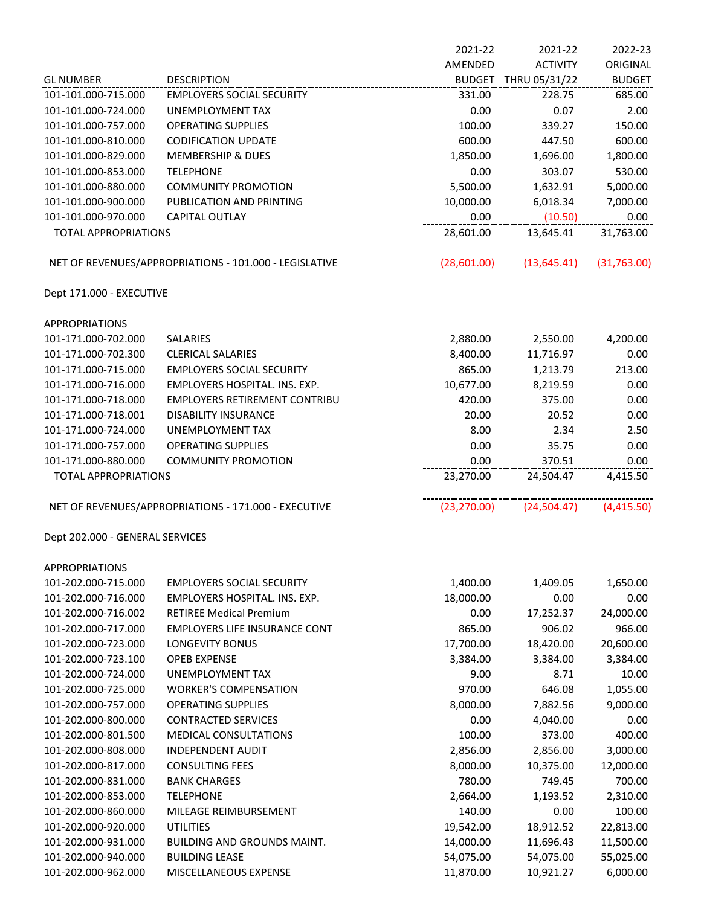| GL NUMBER | DESCRIPTION | 2021-22 AMENDED BUDGET | 2021-22 ACTIVITY THRU 05/31/22 | 2022-23 ORIGINAL BUDGET |
|---|---|---|---|---|
| 101-101.000-715.000 | EMPLOYERS SOCIAL SECURITY | 331.00 | 228.75 | 685.00 |
| 101-101.000-724.000 | UNEMPLOYMENT TAX | 0.00 | 0.07 | 2.00 |
| 101-101.000-757.000 | OPERATING SUPPLIES | 100.00 | 339.27 | 150.00 |
| 101-101.000-810.000 | CODIFICATION UPDATE | 600.00 | 447.50 | 600.00 |
| 101-101.000-829.000 | MEMBERSHIP & DUES | 1,850.00 | 1,696.00 | 1,800.00 |
| 101-101.000-853.000 | TELEPHONE | 0.00 | 303.07 | 530.00 |
| 101-101.000-880.000 | COMMUNITY PROMOTION | 5,500.00 | 1,632.91 | 5,000.00 |
| 101-101.000-900.000 | PUBLICATION AND PRINTING | 10,000.00 | 6,018.34 | 7,000.00 |
| 101-101.000-970.000 | CAPITAL OUTLAY | 0.00 | (10.50) | 0.00 |
| TOTAL APPROPRIATIONS | | 28,601.00 | 13,645.41 | 31,763.00 |
| | | | | |
| NET OF REVENUES/APPROPRIATIONS - 101.000 - LEGISLATIVE | | (28,601.00) | (13,645.41) | (31,763.00) |

Dept 171.000 - EXECUTIVE

| GL NUMBER | DESCRIPTION | 2021-22 AMENDED BUDGET | 2021-22 ACTIVITY THRU 05/31/22 | 2022-23 ORIGINAL BUDGET |
|---|---|---|---|---|
| APPROPRIATIONS | | | | |
| 101-171.000-702.000 | SALARIES | 2,880.00 | 2,550.00 | 4,200.00 |
| 101-171.000-702.300 | CLERICAL SALARIES | 8,400.00 | 11,716.97 | 0.00 |
| 101-171.000-715.000 | EMPLOYERS SOCIAL SECURITY | 865.00 | 1,213.79 | 213.00 |
| 101-171.000-716.000 | EMPLOYERS HOSPITAL. INS. EXP. | 10,677.00 | 8,219.59 | 0.00 |
| 101-171.000-718.000 | EMPLOYERS RETIREMENT CONTRIBU | 420.00 | 375.00 | 0.00 |
| 101-171.000-718.001 | DISABILITY INSURANCE | 20.00 | 20.52 | 0.00 |
| 101-171.000-724.000 | UNEMPLOYMENT TAX | 8.00 | 2.34 | 2.50 |
| 101-171.000-757.000 | OPERATING SUPPLIES | 0.00 | 35.75 | 0.00 |
| 101-171.000-880.000 | COMMUNITY PROMOTION | 0.00 | 370.51 | 0.00 |
| TOTAL APPROPRIATIONS | | 23,270.00 | 24,504.47 | 4,415.50 |
| | | | | |
| NET OF REVENUES/APPROPRIATIONS - 171.000 - EXECUTIVE | | (23,270.00) | (24,504.47) | (4,415.50) |

Dept 202.000 - GENERAL SERVICES

| GL NUMBER | DESCRIPTION | 2021-22 AMENDED BUDGET | 2021-22 ACTIVITY THRU 05/31/22 | 2022-23 ORIGINAL BUDGET |
|---|---|---|---|---|
| APPROPRIATIONS | | | | |
| 101-202.000-715.000 | EMPLOYERS SOCIAL SECURITY | 1,400.00 | 1,409.05 | 1,650.00 |
| 101-202.000-716.000 | EMPLOYERS HOSPITAL. INS. EXP. | 18,000.00 | 0.00 | 0.00 |
| 101-202.000-716.002 | RETIREE Medical Premium | 0.00 | 17,252.37 | 24,000.00 |
| 101-202.000-717.000 | EMPLOYERS LIFE INSURANCE CONT | 865.00 | 906.02 | 966.00 |
| 101-202.000-723.000 | LONGEVITY BONUS | 17,700.00 | 18,420.00 | 20,600.00 |
| 101-202.000-723.100 | OPEB EXPENSE | 3,384.00 | 3,384.00 | 3,384.00 |
| 101-202.000-724.000 | UNEMPLOYMENT TAX | 9.00 | 8.71 | 10.00 |
| 101-202.000-725.000 | WORKER'S COMPENSATION | 970.00 | 646.08 | 1,055.00 |
| 101-202.000-757.000 | OPERATING SUPPLIES | 8,000.00 | 7,882.56 | 9,000.00 |
| 101-202.000-800.000 | CONTRACTED SERVICES | 0.00 | 4,040.00 | 0.00 |
| 101-202.000-801.500 | MEDICAL CONSULTATIONS | 100.00 | 373.00 | 400.00 |
| 101-202.000-808.000 | INDEPENDENT AUDIT | 2,856.00 | 2,856.00 | 3,000.00 |
| 101-202.000-817.000 | CONSULTING FEES | 8,000.00 | 10,375.00 | 12,000.00 |
| 101-202.000-831.000 | BANK CHARGES | 780.00 | 749.45 | 700.00 |
| 101-202.000-853.000 | TELEPHONE | 2,664.00 | 1,193.52 | 2,310.00 |
| 101-202.000-860.000 | MILEAGE REIMBURSEMENT | 140.00 | 0.00 | 100.00 |
| 101-202.000-920.000 | UTILITIES | 19,542.00 | 18,912.52 | 22,813.00 |
| 101-202.000-931.000 | BUILDING AND GROUNDS MAINT. | 14,000.00 | 11,696.43 | 11,500.00 |
| 101-202.000-940.000 | BUILDING LEASE | 54,075.00 | 54,075.00 | 55,025.00 |
| 101-202.000-962.000 | MISCELLANEOUS EXPENSE | 11,870.00 | 10,921.27 | 6,000.00 |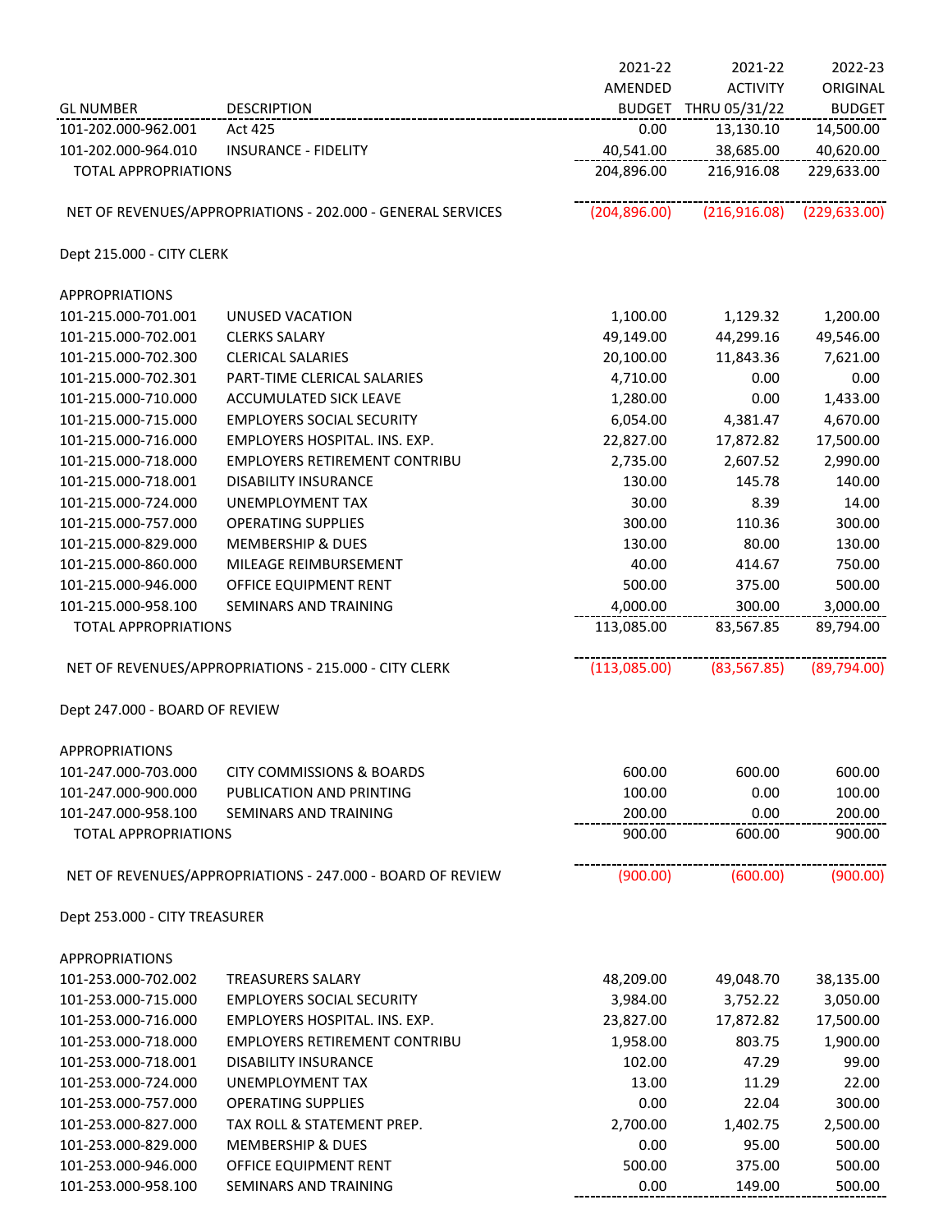| GL NUMBER | DESCRIPTION | 2021-22 AMENDED BUDGET | 2021-22 ACTIVITY THRU 05/31/22 | 2022-23 ORIGINAL BUDGET |
|---|---|---|---|---|
| 101-202.000-962.001 | Act 425 | 0.00 | 13,130.10 | 14,500.00 |
| 101-202.000-964.010 | INSURANCE - FIDELITY | 40,541.00 | 38,685.00 | 40,620.00 |
| TOTAL APPROPRIATIONS | | 204,896.00 | 216,916.08 | 229,633.00 |
| | | | | |
| NET OF REVENUES/APPROPRIATIONS - 202.000 - GENERAL SERVICES | | (204,896.00) | (216,916.08) | (229,633.00) |
| | | | | |
| Dept 215.000 - CITY CLERK | | | | |
| | | | | |
| APPROPRIATIONS | | | | |
| 101-215.000-701.001 | UNUSED VACATION | 1,100.00 | 1,129.32 | 1,200.00 |
| 101-215.000-702.001 | CLERKS SALARY | 49,149.00 | 44,299.16 | 49,546.00 |
| 101-215.000-702.300 | CLERICAL SALARIES | 20,100.00 | 11,843.36 | 7,621.00 |
| 101-215.000-702.301 | PART-TIME CLERICAL SALARIES | 4,710.00 | 0.00 | 0.00 |
| 101-215.000-710.000 | ACCUMULATED SICK LEAVE | 1,280.00 | 0.00 | 1,433.00 |
| 101-215.000-715.000 | EMPLOYERS SOCIAL SECURITY | 6,054.00 | 4,381.47 | 4,670.00 |
| 101-215.000-716.000 | EMPLOYERS HOSPITAL. INS. EXP. | 22,827.00 | 17,872.82 | 17,500.00 |
| 101-215.000-718.000 | EMPLOYERS RETIREMENT CONTRIBU | 2,735.00 | 2,607.52 | 2,990.00 |
| 101-215.000-718.001 | DISABILITY INSURANCE | 130.00 | 145.78 | 140.00 |
| 101-215.000-724.000 | UNEMPLOYMENT TAX | 30.00 | 8.39 | 14.00 |
| 101-215.000-757.000 | OPERATING SUPPLIES | 300.00 | 110.36 | 300.00 |
| 101-215.000-829.000 | MEMBERSHIP & DUES | 130.00 | 80.00 | 130.00 |
| 101-215.000-860.000 | MILEAGE REIMBURSEMENT | 40.00 | 414.67 | 750.00 |
| 101-215.000-946.000 | OFFICE EQUIPMENT RENT | 500.00 | 375.00 | 500.00 |
| 101-215.000-958.100 | SEMINARS AND TRAINING | 4,000.00 | 300.00 | 3,000.00 |
| TOTAL APPROPRIATIONS | | 113,085.00 | 83,567.85 | 89,794.00 |
| | | | | |
| NET OF REVENUES/APPROPRIATIONS - 215.000 - CITY CLERK | | (113,085.00) | (83,567.85) | (89,794.00) |
| | | | | |
| Dept 247.000 - BOARD OF REVIEW | | | | |
| | | | | |
| APPROPRIATIONS | | | | |
| 101-247.000-703.000 | CITY COMMISSIONS & BOARDS | 600.00 | 600.00 | 600.00 |
| 101-247.000-900.000 | PUBLICATION AND PRINTING | 100.00 | 0.00 | 100.00 |
| 101-247.000-958.100 | SEMINARS AND TRAINING | 200.00 | 0.00 | 200.00 |
| TOTAL APPROPRIATIONS | | 900.00 | 600.00 | 900.00 |
| | | | | |
| NET OF REVENUES/APPROPRIATIONS - 247.000 - BOARD OF REVIEW | | (900.00) | (600.00) | (900.00) |
| | | | | |
| Dept 253.000 - CITY TREASURER | | | | |
| | | | | |
| APPROPRIATIONS | | | | |
| 101-253.000-702.002 | TREASURERS SALARY | 48,209.00 | 49,048.70 | 38,135.00 |
| 101-253.000-715.000 | EMPLOYERS SOCIAL SECURITY | 3,984.00 | 3,752.22 | 3,050.00 |
| 101-253.000-716.000 | EMPLOYERS HOSPITAL. INS. EXP. | 23,827.00 | 17,872.82 | 17,500.00 |
| 101-253.000-718.000 | EMPLOYERS RETIREMENT CONTRIBU | 1,958.00 | 803.75 | 1,900.00 |
| 101-253.000-718.001 | DISABILITY INSURANCE | 102.00 | 47.29 | 99.00 |
| 101-253.000-724.000 | UNEMPLOYMENT TAX | 13.00 | 11.29 | 22.00 |
| 101-253.000-757.000 | OPERATING SUPPLIES | 0.00 | 22.04 | 300.00 |
| 101-253.000-827.000 | TAX ROLL & STATEMENT PREP. | 2,700.00 | 1,402.75 | 2,500.00 |
| 101-253.000-829.000 | MEMBERSHIP & DUES | 0.00 | 95.00 | 500.00 |
| 101-253.000-946.000 | OFFICE EQUIPMENT RENT | 500.00 | 375.00 | 500.00 |
| 101-253.000-958.100 | SEMINARS AND TRAINING | 0.00 | 149.00 | 500.00 |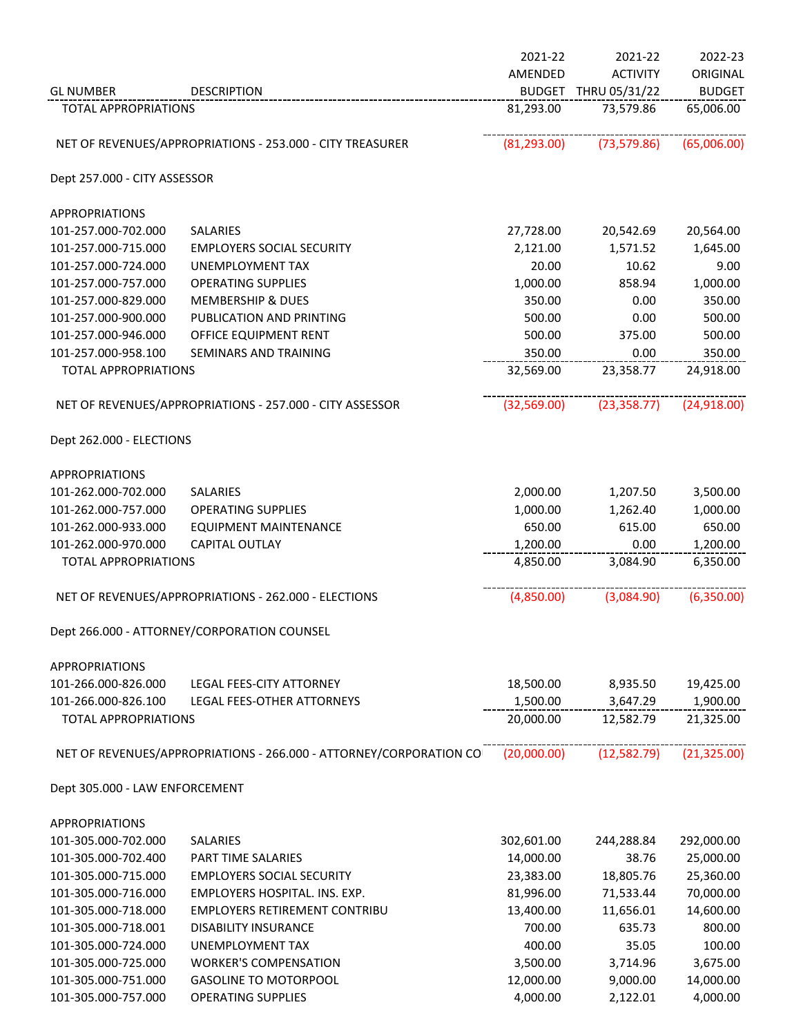| GL NUMBER | DESCRIPTION | 2021-22 AMENDED BUDGET | 2021-22 ACTIVITY THRU 05/31/22 | 2022-23 ORIGINAL BUDGET |
|---|---|---|---|---|
| TOTAL APPROPRIATIONS | | 81,293.00 | 73,579.86 | 65,006.00 |
| | | | | |
| NET OF REVENUES/APPROPRIATIONS - 253.000 - CITY TREASURER | | (81,293.00) | (73,579.86) | (65,006.00) |
| | | | | |
| Dept 257.000 - CITY ASSESSOR | | | | |
| | | | | |
| APPROPRIATIONS | | | | |
| 101-257.000-702.000 | SALARIES | 27,728.00 | 20,542.69 | 20,564.00 |
| 101-257.000-715.000 | EMPLOYERS SOCIAL SECURITY | 2,121.00 | 1,571.52 | 1,645.00 |
| 101-257.000-724.000 | UNEMPLOYMENT TAX | 20.00 | 10.62 | 9.00 |
| 101-257.000-757.000 | OPERATING SUPPLIES | 1,000.00 | 858.94 | 1,000.00 |
| 101-257.000-829.000 | MEMBERSHIP & DUES | 350.00 | 0.00 | 350.00 |
| 101-257.000-900.000 | PUBLICATION AND PRINTING | 500.00 | 0.00 | 500.00 |
| 101-257.000-946.000 | OFFICE EQUIPMENT RENT | 500.00 | 375.00 | 500.00 |
| 101-257.000-958.100 | SEMINARS AND TRAINING | 350.00 | 0.00 | 350.00 |
| TOTAL APPROPRIATIONS | | 32,569.00 | 23,358.77 | 24,918.00 |
| | | | | |
| NET OF REVENUES/APPROPRIATIONS - 257.000 - CITY ASSESSOR | | (32,569.00) | (23,358.77) | (24,918.00) |
| | | | | |
| Dept 262.000 - ELECTIONS | | | | |
| | | | | |
| APPROPRIATIONS | | | | |
| 101-262.000-702.000 | SALARIES | 2,000.00 | 1,207.50 | 3,500.00 |
| 101-262.000-757.000 | OPERATING SUPPLIES | 1,000.00 | 1,262.40 | 1,000.00 |
| 101-262.000-933.000 | EQUIPMENT MAINTENANCE | 650.00 | 615.00 | 650.00 |
| 101-262.000-970.000 | CAPITAL OUTLAY | 1,200.00 | 0.00 | 1,200.00 |
| TOTAL APPROPRIATIONS | | 4,850.00 | 3,084.90 | 6,350.00 |
| | | | | |
| NET OF REVENUES/APPROPRIATIONS - 262.000 - ELECTIONS | | (4,850.00) | (3,084.90) | (6,350.00) |
| | | | | |
| Dept 266.000 - ATTORNEY/CORPORATION COUNSEL | | | | |
| | | | | |
| APPROPRIATIONS | | | | |
| 101-266.000-826.000 | LEGAL FEES-CITY ATTORNEY | 18,500.00 | 8,935.50 | 19,425.00 |
| 101-266.000-826.100 | LEGAL FEES-OTHER ATTORNEYS | 1,500.00 | 3,647.29 | 1,900.00 |
| TOTAL APPROPRIATIONS | | 20,000.00 | 12,582.79 | 21,325.00 |
| | | | | |
| NET OF REVENUES/APPROPRIATIONS - 266.000 - ATTORNEY/CORPORATION CO | | (20,000.00) | (12,582.79) | (21,325.00) |
| | | | | |
| Dept 305.000 - LAW ENFORCEMENT | | | | |
| | | | | |
| APPROPRIATIONS | | | | |
| 101-305.000-702.000 | SALARIES | 302,601.00 | 244,288.84 | 292,000.00 |
| 101-305.000-702.400 | PART TIME SALARIES | 14,000.00 | 38.76 | 25,000.00 |
| 101-305.000-715.000 | EMPLOYERS SOCIAL SECURITY | 23,383.00 | 18,805.76 | 25,360.00 |
| 101-305.000-716.000 | EMPLOYERS HOSPITAL. INS. EXP. | 81,996.00 | 71,533.44 | 70,000.00 |
| 101-305.000-718.000 | EMPLOYERS RETIREMENT CONTRIBU | 13,400.00 | 11,656.01 | 14,600.00 |
| 101-305.000-718.001 | DISABILITY INSURANCE | 700.00 | 635.73 | 800.00 |
| 101-305.000-724.000 | UNEMPLOYMENT TAX | 400.00 | 35.05 | 100.00 |
| 101-305.000-725.000 | WORKER'S COMPENSATION | 3,500.00 | 3,714.96 | 3,675.00 |
| 101-305.000-751.000 | GASOLINE TO MOTORPOOL | 12,000.00 | 9,000.00 | 14,000.00 |
| 101-305.000-757.000 | OPERATING SUPPLIES | 4,000.00 | 2,122.01 | 4,000.00 |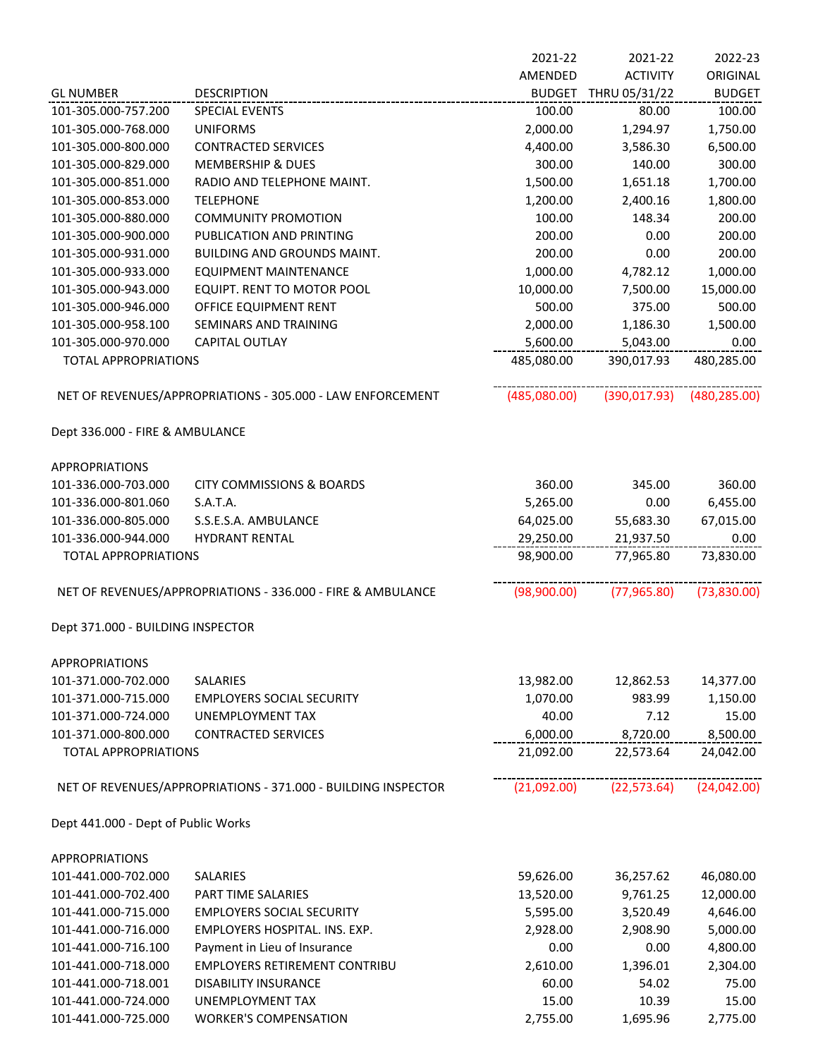| GL NUMBER | DESCRIPTION | 2021-22 AMENDED BUDGET | 2021-22 ACTIVITY THRU 05/31/22 | 2022-23 ORIGINAL BUDGET |
|---|---|---|---|---|
| 101-305.000-757.200 | SPECIAL EVENTS | 100.00 | 80.00 | 100.00 |
| 101-305.000-768.000 | UNIFORMS | 2,000.00 | 1,294.97 | 1,750.00 |
| 101-305.000-800.000 | CONTRACTED SERVICES | 4,400.00 | 3,586.30 | 6,500.00 |
| 101-305.000-829.000 | MEMBERSHIP & DUES | 300.00 | 140.00 | 300.00 |
| 101-305.000-851.000 | RADIO AND TELEPHONE MAINT. | 1,500.00 | 1,651.18 | 1,700.00 |
| 101-305.000-853.000 | TELEPHONE | 1,200.00 | 2,400.16 | 1,800.00 |
| 101-305.000-880.000 | COMMUNITY PROMOTION | 100.00 | 148.34 | 200.00 |
| 101-305.000-900.000 | PUBLICATION AND PRINTING | 200.00 | 0.00 | 200.00 |
| 101-305.000-931.000 | BUILDING AND GROUNDS MAINT. | 200.00 | 0.00 | 200.00 |
| 101-305.000-933.000 | EQUIPMENT MAINTENANCE | 1,000.00 | 4,782.12 | 1,000.00 |
| 101-305.000-943.000 | EQUIPT. RENT TO MOTOR POOL | 10,000.00 | 7,500.00 | 15,000.00 |
| 101-305.000-946.000 | OFFICE EQUIPMENT RENT | 500.00 | 375.00 | 500.00 |
| 101-305.000-958.100 | SEMINARS AND TRAINING | 2,000.00 | 1,186.30 | 1,500.00 |
| 101-305.000-970.000 | CAPITAL OUTLAY | 5,600.00 | 5,043.00 | 0.00 |
| TOTAL APPROPRIATIONS | | 485,080.00 | 390,017.93 | 480,285.00 |
| | | | | |
| NET OF REVENUES/APPROPRIATIONS - 305.000 - LAW ENFORCEMENT | | (485,080.00) | (390,017.93) | (480,285.00) |
| | | | | |
| Dept 336.000 - FIRE & AMBULANCE | | | | |
| | | | | |
| APPROPRIATIONS | | | | |
| 101-336.000-703.000 | CITY COMMISSIONS & BOARDS | 360.00 | 345.00 | 360.00 |
| 101-336.000-801.060 | S.A.T.A. | 5,265.00 | 0.00 | 6,455.00 |
| 101-336.000-805.000 | S.S.E.S.A. AMBULANCE | 64,025.00 | 55,683.30 | 67,015.00 |
| 101-336.000-944.000 | HYDRANT RENTAL | 29,250.00 | 21,937.50 | 0.00 |
| TOTAL APPROPRIATIONS | | 98,900.00 | 77,965.80 | 73,830.00 |
| | | | | |
| NET OF REVENUES/APPROPRIATIONS - 336.000 - FIRE & AMBULANCE | | (98,900.00) | (77,965.80) | (73,830.00) |
| | | | | |
| Dept 371.000 - BUILDING INSPECTOR | | | | |
| | | | | |
| APPROPRIATIONS | | | | |
| 101-371.000-702.000 | SALARIES | 13,982.00 | 12,862.53 | 14,377.00 |
| 101-371.000-715.000 | EMPLOYERS SOCIAL SECURITY | 1,070.00 | 983.99 | 1,150.00 |
| 101-371.000-724.000 | UNEMPLOYMENT TAX | 40.00 | 7.12 | 15.00 |
| 101-371.000-800.000 | CONTRACTED SERVICES | 6,000.00 | 8,720.00 | 8,500.00 |
| TOTAL APPROPRIATIONS | | 21,092.00 | 22,573.64 | 24,042.00 |
| | | | | |
| NET OF REVENUES/APPROPRIATIONS - 371.000 - BUILDING INSPECTOR | | (21,092.00) | (22,573.64) | (24,042.00) |
| | | | | |
| Dept 441.000 - Dept of Public Works | | | | |
| | | | | |
| APPROPRIATIONS | | | | |
| 101-441.000-702.000 | SALARIES | 59,626.00 | 36,257.62 | 46,080.00 |
| 101-441.000-702.400 | PART TIME SALARIES | 13,520.00 | 9,761.25 | 12,000.00 |
| 101-441.000-715.000 | EMPLOYERS SOCIAL SECURITY | 5,595.00 | 3,520.49 | 4,646.00 |
| 101-441.000-716.000 | EMPLOYERS HOSPITAL. INS. EXP. | 2,928.00 | 2,908.90 | 5,000.00 |
| 101-441.000-716.100 | Payment in Lieu of Insurance | 0.00 | 0.00 | 4,800.00 |
| 101-441.000-718.000 | EMPLOYERS RETIREMENT CONTRIBU | 2,610.00 | 1,396.01 | 2,304.00 |
| 101-441.000-718.001 | DISABILITY INSURANCE | 60.00 | 54.02 | 75.00 |
| 101-441.000-724.000 | UNEMPLOYMENT TAX | 15.00 | 10.39 | 15.00 |
| 101-441.000-725.000 | WORKER'S COMPENSATION | 2,755.00 | 1,695.96 | 2,775.00 |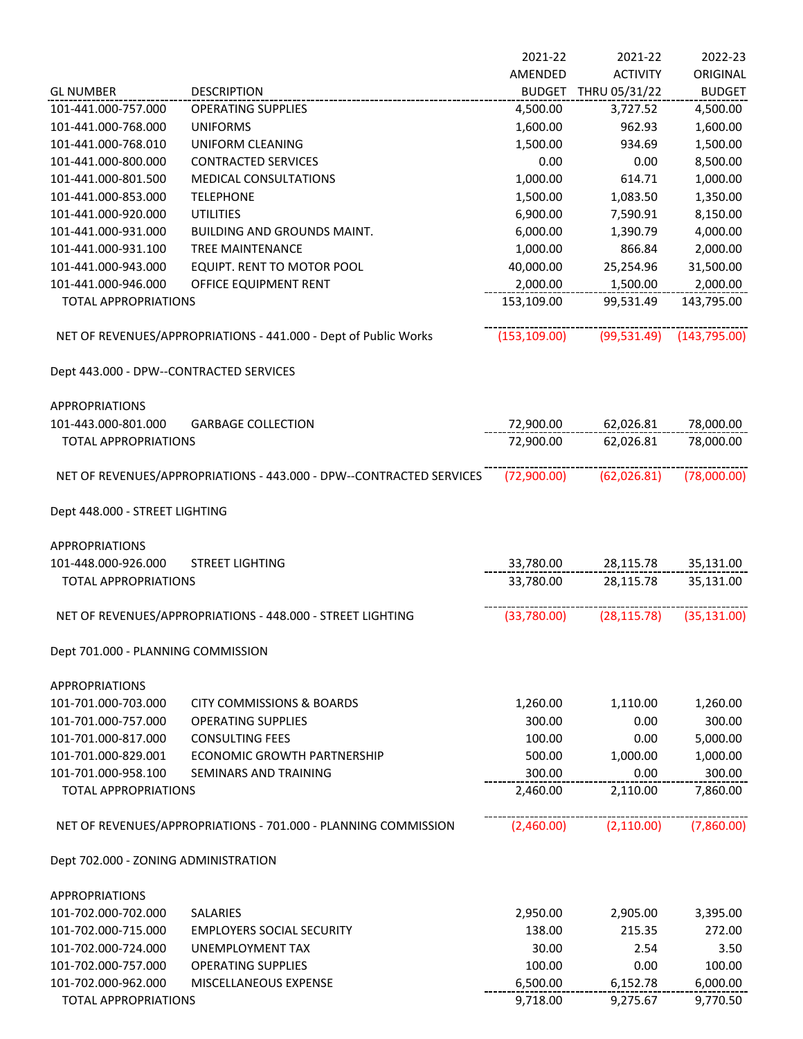| GL NUMBER | DESCRIPTION | 2021-22 AMENDED BUDGET | 2021-22 ACTIVITY THRU 05/31/22 | 2022-23 ORIGINAL BUDGET |
|---|---|---|---|---|
| 101-441.000-757.000 | OPERATING SUPPLIES | 4,500.00 | 3,727.52 | 4,500.00 |
| 101-441.000-768.000 | UNIFORMS | 1,600.00 | 962.93 | 1,600.00 |
| 101-441.000-768.010 | UNIFORM CLEANING | 1,500.00 | 934.69 | 1,500.00 |
| 101-441.000-800.000 | CONTRACTED SERVICES | 0.00 | 0.00 | 8,500.00 |
| 101-441.000-801.500 | MEDICAL CONSULTATIONS | 1,000.00 | 614.71 | 1,000.00 |
| 101-441.000-853.000 | TELEPHONE | 1,500.00 | 1,083.50 | 1,350.00 |
| 101-441.000-920.000 | UTILITIES | 6,900.00 | 7,590.91 | 8,150.00 |
| 101-441.000-931.000 | BUILDING AND GROUNDS MAINT. | 6,000.00 | 1,390.79 | 4,000.00 |
| 101-441.000-931.100 | TREE MAINTENANCE | 1,000.00 | 866.84 | 2,000.00 |
| 101-441.000-943.000 | EQUIPT. RENT TO MOTOR POOL | 40,000.00 | 25,254.96 | 31,500.00 |
| 101-441.000-946.000 | OFFICE EQUIPMENT RENT | 2,000.00 | 1,500.00 | 2,000.00 |
| TOTAL APPROPRIATIONS | | 153,109.00 | 99,531.49 | 143,795.00 |
| | | | | |
| NET OF REVENUES/APPROPRIATIONS - 441.000 - Dept of Public Works | | (153,109.00) | (99,531.49) | (143,795.00) |
| | | | | |
| Dept 443.000 - DPW--CONTRACTED SERVICES | | | | |
| | | | | |
| APPROPRIATIONS | | | | |
| 101-443.000-801.000 | GARBAGE COLLECTION | 72,900.00 | 62,026.81 | 78,000.00 |
| TOTAL APPROPRIATIONS | | 72,900.00 | 62,026.81 | 78,000.00 |
| | | | | |
| NET OF REVENUES/APPROPRIATIONS - 443.000 - DPW--CONTRACTED SERVICES | | (72,900.00) | (62,026.81) | (78,000.00) |
| | | | | |
| Dept 448.000 - STREET LIGHTING | | | | |
| | | | | |
| APPROPRIATIONS | | | | |
| 101-448.000-926.000 | STREET LIGHTING | 33,780.00 | 28,115.78 | 35,131.00 |
| TOTAL APPROPRIATIONS | | 33,780.00 | 28,115.78 | 35,131.00 |
| | | | | |
| NET OF REVENUES/APPROPRIATIONS - 448.000 - STREET LIGHTING | | (33,780.00) | (28,115.78) | (35,131.00) |
| | | | | |
| Dept 701.000 - PLANNING COMMISSION | | | | |
| | | | | |
| APPROPRIATIONS | | | | |
| 101-701.000-703.000 | CITY COMMISSIONS & BOARDS | 1,260.00 | 1,110.00 | 1,260.00 |
| 101-701.000-757.000 | OPERATING SUPPLIES | 300.00 | 0.00 | 300.00 |
| 101-701.000-817.000 | CONSULTING FEES | 100.00 | 0.00 | 5,000.00 |
| 101-701.000-829.001 | ECONOMIC GROWTH PARTNERSHIP | 500.00 | 1,000.00 | 1,000.00 |
| 101-701.000-958.100 | SEMINARS AND TRAINING | 300.00 | 0.00 | 300.00 |
| TOTAL APPROPRIATIONS | | 2,460.00 | 2,110.00 | 7,860.00 |
| | | | | |
| NET OF REVENUES/APPROPRIATIONS - 701.000 - PLANNING COMMISSION | | (2,460.00) | (2,110.00) | (7,860.00) |
| | | | | |
| Dept 702.000 - ZONING ADMINISTRATION | | | | |
| | | | | |
| APPROPRIATIONS | | | | |
| 101-702.000-702.000 | SALARIES | 2,950.00 | 2,905.00 | 3,395.00 |
| 101-702.000-715.000 | EMPLOYERS SOCIAL SECURITY | 138.00 | 215.35 | 272.00 |
| 101-702.000-724.000 | UNEMPLOYMENT TAX | 30.00 | 2.54 | 3.50 |
| 101-702.000-757.000 | OPERATING SUPPLIES | 100.00 | 0.00 | 100.00 |
| 101-702.000-962.000 | MISCELLANEOUS EXPENSE | 6,500.00 | 6,152.78 | 6,000.00 |
| TOTAL APPROPRIATIONS | | 9,718.00 | 9,275.67 | 9,770.50 |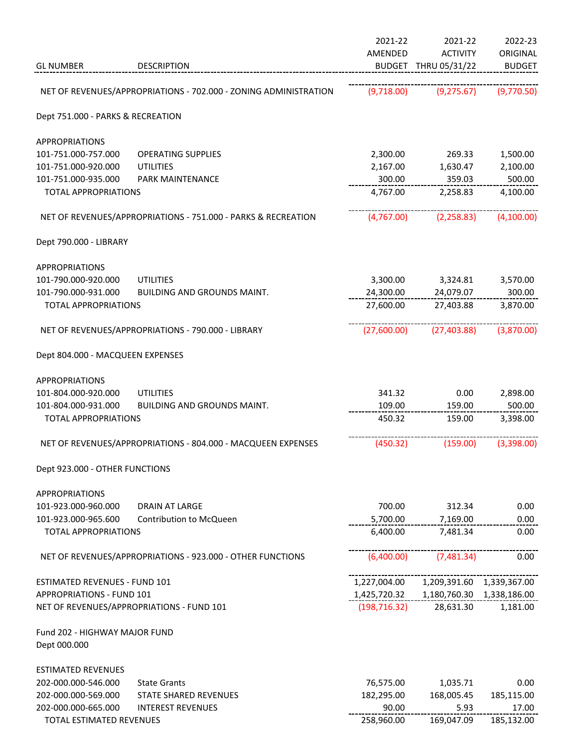| GL NUMBER | DESCRIPTION | 2021-22 AMENDED BUDGET | 2021-22 ACTIVITY THRU 05/31/22 | 2022-23 ORIGINAL BUDGET |
|---|---|---|---|---|
| NET OF REVENUES/APPROPRIATIONS - 702.000 - ZONING ADMINISTRATION | | (9,718.00) | (9,275.67) | (9,770.50) |
| Dept 751.000 - PARKS & RECREATION | | | | |
| APPROPRIATIONS | | | | |
| 101-751.000-757.000 | OPERATING SUPPLIES | 2,300.00 | 269.33 | 1,500.00 |
| 101-751.000-920.000 | UTILITIES | 2,167.00 | 1,630.47 | 2,100.00 |
| 101-751.000-935.000 | PARK MAINTENANCE | 300.00 | 359.03 | 500.00 |
| TOTAL APPROPRIATIONS | | 4,767.00 | 2,258.83 | 4,100.00 |
| NET OF REVENUES/APPROPRIATIONS - 751.000 - PARKS & RECREATION | | (4,767.00) | (2,258.83) | (4,100.00) |
| Dept 790.000 - LIBRARY | | | | |
| APPROPRIATIONS | | | | |
| 101-790.000-920.000 | UTILITIES | 3,300.00 | 3,324.81 | 3,570.00 |
| 101-790.000-931.000 | BUILDING AND GROUNDS MAINT. | 24,300.00 | 24,079.07 | 300.00 |
| TOTAL APPROPRIATIONS | | 27,600.00 | 27,403.88 | 3,870.00 |
| NET OF REVENUES/APPROPRIATIONS - 790.000 - LIBRARY | | (27,600.00) | (27,403.88) | (3,870.00) |
| Dept 804.000 - MACQUEEN EXPENSES | | | | |
| APPROPRIATIONS | | | | |
| 101-804.000-920.000 | UTILITIES | 341.32 | 0.00 | 2,898.00 |
| 101-804.000-931.000 | BUILDING AND GROUNDS MAINT. | 109.00 | 159.00 | 500.00 |
| TOTAL APPROPRIATIONS | | 450.32 | 159.00 | 3,398.00 |
| NET OF REVENUES/APPROPRIATIONS - 804.000 - MACQUEEN EXPENSES | | (450.32) | (159.00) | (3,398.00) |
| Dept 923.000 - OTHER FUNCTIONS | | | | |
| APPROPRIATIONS | | | | |
| 101-923.000-960.000 | DRAIN AT LARGE | 700.00 | 312.34 | 0.00 |
| 101-923.000-965.600 | Contribution to McQueen | 5,700.00 | 7,169.00 | 0.00 |
| TOTAL APPROPRIATIONS | | 6,400.00 | 7,481.34 | 0.00 |
| NET OF REVENUES/APPROPRIATIONS - 923.000 - OTHER FUNCTIONS | | (6,400.00) | (7,481.34) | 0.00 |
| ESTIMATED REVENUES - FUND 101 | | 1,227,004.00 | 1,209,391.60 | 1,339,367.00 |
| APPROPRIATIONS - FUND 101 | | 1,425,720.32 | 1,180,760.30 | 1,338,186.00 |
| NET OF REVENUES/APPROPRIATIONS - FUND 101 | | (198,716.32) | 28,631.30 | 1,181.00 |
| Fund 202 - HIGHWAY MAJOR FUND | | | | |
| Dept 000.000 | | | | |
| ESTIMATED REVENUES | | | | |
| 202-000.000-546.000 | State Grants | 76,575.00 | 1,035.71 | 0.00 |
| 202-000.000-569.000 | STATE SHARED REVENUES | 182,295.00 | 168,005.45 | 185,115.00 |
| 202-000.000-665.000 | INTEREST REVENUES | 90.00 | 5.93 | 17.00 |
| TOTAL ESTIMATED REVENUES | | 258,960.00 | 169,047.09 | 185,132.00 |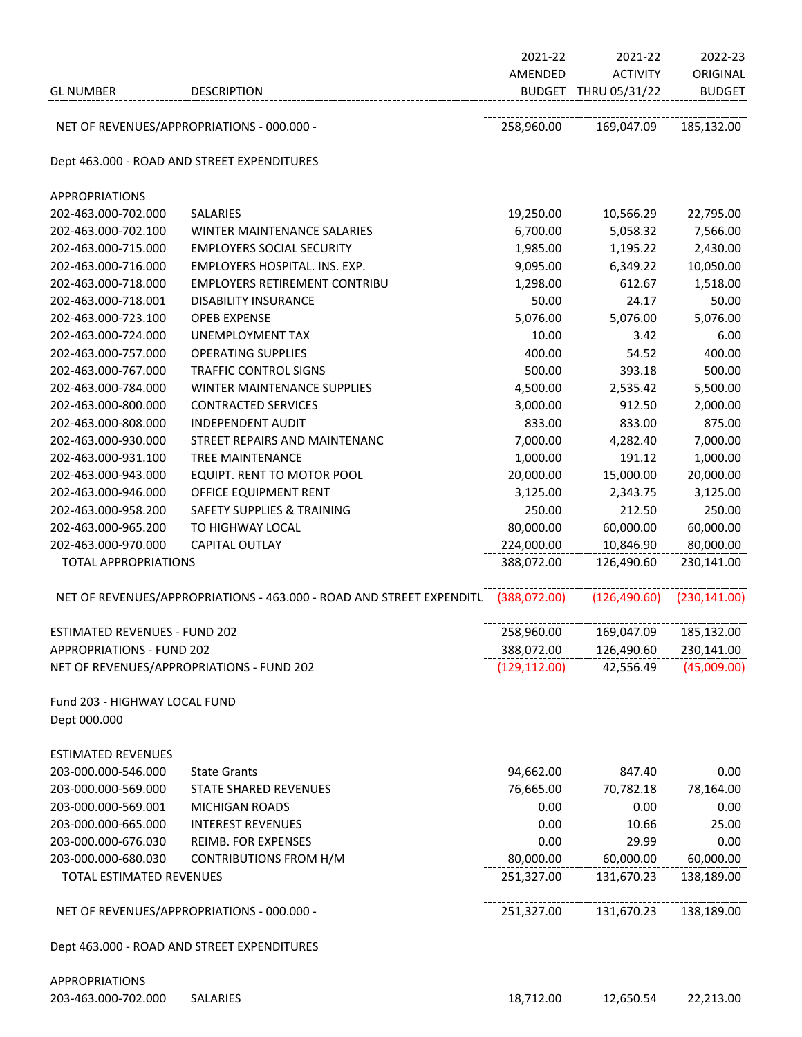| GL NUMBER | DESCRIPTION | 2021-22 AMENDED BUDGET | 2021-22 ACTIVITY THRU 05/31/22 | 2022-23 ORIGINAL BUDGET |
|---|---|---|---|---|
| NET OF REVENUES/APPROPRIATIONS - 000.000 - | | 258,960.00 | 169,047.09 | 185,132.00 |
| Dept 463.000 - ROAD AND STREET EXPENDITURES | | | | |
| APPROPRIATIONS | | | | |
| 202-463.000-702.000 | SALARIES | 19,250.00 | 10,566.29 | 22,795.00 |
| 202-463.000-702.100 | WINTER MAINTENANCE SALARIES | 6,700.00 | 5,058.32 | 7,566.00 |
| 202-463.000-715.000 | EMPLOYERS SOCIAL SECURITY | 1,985.00 | 1,195.22 | 2,430.00 |
| 202-463.000-716.000 | EMPLOYERS HOSPITAL. INS. EXP. | 9,095.00 | 6,349.22 | 10,050.00 |
| 202-463.000-718.000 | EMPLOYERS RETIREMENT CONTRIBU | 1,298.00 | 612.67 | 1,518.00 |
| 202-463.000-718.001 | DISABILITY INSURANCE | 50.00 | 24.17 | 50.00 |
| 202-463.000-723.100 | OPEB EXPENSE | 5,076.00 | 5,076.00 | 5,076.00 |
| 202-463.000-724.000 | UNEMPLOYMENT TAX | 10.00 | 3.42 | 6.00 |
| 202-463.000-757.000 | OPERATING SUPPLIES | 400.00 | 54.52 | 400.00 |
| 202-463.000-767.000 | TRAFFIC CONTROL SIGNS | 500.00 | 393.18 | 500.00 |
| 202-463.000-784.000 | WINTER MAINTENANCE SUPPLIES | 4,500.00 | 2,535.42 | 5,500.00 |
| 202-463.000-800.000 | CONTRACTED SERVICES | 3,000.00 | 912.50 | 2,000.00 |
| 202-463.000-808.000 | INDEPENDENT AUDIT | 833.00 | 833.00 | 875.00 |
| 202-463.000-930.000 | STREET REPAIRS AND MAINTENANC | 7,000.00 | 4,282.40 | 7,000.00 |
| 202-463.000-931.100 | TREE MAINTENANCE | 1,000.00 | 191.12 | 1,000.00 |
| 202-463.000-943.000 | EQUIPT. RENT TO MOTOR POOL | 20,000.00 | 15,000.00 | 20,000.00 |
| 202-463.000-946.000 | OFFICE EQUIPMENT RENT | 3,125.00 | 2,343.75 | 3,125.00 |
| 202-463.000-958.200 | SAFETY SUPPLIES & TRAINING | 250.00 | 212.50 | 250.00 |
| 202-463.000-965.200 | TO HIGHWAY LOCAL | 80,000.00 | 60,000.00 | 60,000.00 |
| 202-463.000-970.000 | CAPITAL OUTLAY | 224,000.00 | 10,846.90 | 80,000.00 |
| TOTAL APPROPRIATIONS | | 388,072.00 | 126,490.60 | 230,141.00 |
| NET OF REVENUES/APPROPRIATIONS - 463.000 - ROAD AND STREET EXPENDITU | | (388,072.00) | (126,490.60) | (230,141.00) |
| ESTIMATED REVENUES - FUND 202 | | 258,960.00 | 169,047.09 | 185,132.00 |
| APPROPRIATIONS - FUND 202 | | 388,072.00 | 126,490.60 | 230,141.00 |
| NET OF REVENUES/APPROPRIATIONS - FUND 202 | | (129,112.00) | 42,556.49 | (45,009.00) |
| Fund 203 - HIGHWAY LOCAL FUND | | | | |
| Dept 000.000 | | | | |
| ESTIMATED REVENUES | | | | |
| 203-000.000-546.000 | State Grants | 94,662.00 | 847.40 | 0.00 |
| 203-000.000-569.000 | STATE SHARED REVENUES | 76,665.00 | 70,782.18 | 78,164.00 |
| 203-000.000-569.001 | MICHIGAN ROADS | 0.00 | 0.00 | 0.00 |
| 203-000.000-665.000 | INTEREST REVENUES | 0.00 | 10.66 | 25.00 |
| 203-000.000-676.030 | REIMB. FOR EXPENSES | 0.00 | 29.99 | 0.00 |
| 203-000.000-680.030 | CONTRIBUTIONS FROM H/M | 80,000.00 | 60,000.00 | 60,000.00 |
| TOTAL ESTIMATED REVENUES | | 251,327.00 | 131,670.23 | 138,189.00 |
| NET OF REVENUES/APPROPRIATIONS - 000.000 - | | 251,327.00 | 131,670.23 | 138,189.00 |
| Dept 463.000 - ROAD AND STREET EXPENDITURES | | | | |
| APPROPRIATIONS | | | | |
| 203-463.000-702.000 | SALARIES | 18,712.00 | 12,650.54 | 22,213.00 |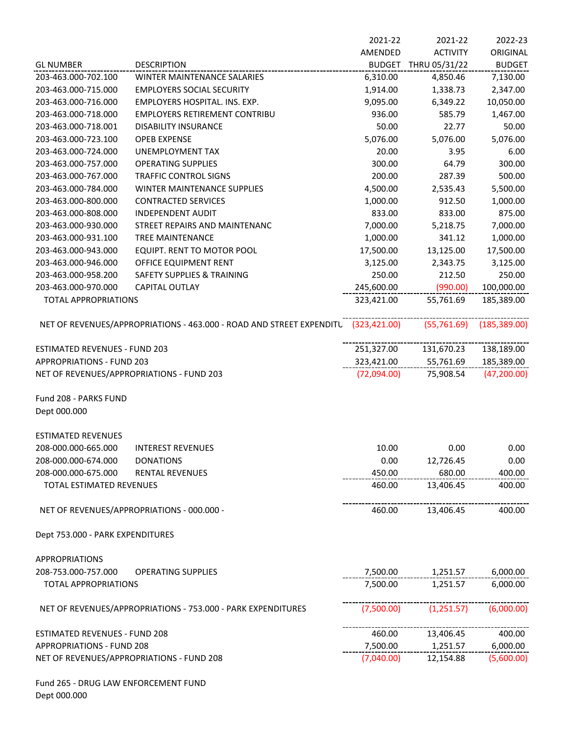| GL NUMBER | DESCRIPTION | 2021-22 AMENDED BUDGET | 2021-22 ACTIVITY THRU 05/31/22 | 2022-23 ORIGINAL BUDGET |
|---|---|---|---|---|
| 203-463.000-702.100 | WINTER MAINTENANCE SALARIES | 6,310.00 | 4,850.46 | 7,130.00 |
| 203-463.000-715.000 | EMPLOYERS SOCIAL SECURITY | 1,914.00 | 1,338.73 | 2,347.00 |
| 203-463.000-716.000 | EMPLOYERS HOSPITAL. INS. EXP. | 9,095.00 | 6,349.22 | 10,050.00 |
| 203-463.000-718.000 | EMPLOYERS RETIREMENT CONTRIBU | 936.00 | 585.79 | 1,467.00 |
| 203-463.000-718.001 | DISABILITY INSURANCE | 50.00 | 22.77 | 50.00 |
| 203-463.000-723.100 | OPEB EXPENSE | 5,076.00 | 5,076.00 | 5,076.00 |
| 203-463.000-724.000 | UNEMPLOYMENT TAX | 20.00 | 3.95 | 6.00 |
| 203-463.000-757.000 | OPERATING SUPPLIES | 300.00 | 64.79 | 300.00 |
| 203-463.000-767.000 | TRAFFIC CONTROL SIGNS | 200.00 | 287.39 | 500.00 |
| 203-463.000-784.000 | WINTER MAINTENANCE SUPPLIES | 4,500.00 | 2,535.43 | 5,500.00 |
| 203-463.000-800.000 | CONTRACTED SERVICES | 1,000.00 | 912.50 | 1,000.00 |
| 203-463.000-808.000 | INDEPENDENT AUDIT | 833.00 | 833.00 | 875.00 |
| 203-463.000-930.000 | STREET REPAIRS AND MAINTENANC | 7,000.00 | 5,218.75 | 7,000.00 |
| 203-463.000-931.100 | TREE MAINTENANCE | 1,000.00 | 341.12 | 1,000.00 |
| 203-463.000-943.000 | EQUIPT. RENT TO MOTOR POOL | 17,500.00 | 13,125.00 | 17,500.00 |
| 203-463.000-946.000 | OFFICE EQUIPMENT RENT | 3,125.00 | 2,343.75 | 3,125.00 |
| 203-463.000-958.200 | SAFETY SUPPLIES & TRAINING | 250.00 | 212.50 | 250.00 |
| 203-463.000-970.000 | CAPITAL OUTLAY | 245,600.00 | (990.00) | 100,000.00 |
| TOTAL APPROPRIATIONS | | 323,421.00 | 55,761.69 | 185,389.00 |
| NET OF REVENUES/APPROPRIATIONS - 463.000 - ROAD AND STREET EXPENDITU | | (323,421.00) | (55,761.69) | (185,389.00) |
| ESTIMATED REVENUES - FUND 203 | | 251,327.00 | 131,670.23 | 138,189.00 |
| APPROPRIATIONS - FUND 203 | | 323,421.00 | 55,761.69 | 185,389.00 |
| NET OF REVENUES/APPROPRIATIONS - FUND 203 | | (72,094.00) | 75,908.54 | (47,200.00) |

Fund 208 - PARKS FUND
Dept 000.000

| GL NUMBER | DESCRIPTION | 2021-22 AMENDED BUDGET | 2021-22 ACTIVITY THRU 05/31/22 | 2022-23 ORIGINAL BUDGET |
|---|---|---|---|---|
| ESTIMATED REVENUES | | | | |
| 208-000.000-665.000 | INTEREST REVENUES | 10.00 | 0.00 | 0.00 |
| 208-000.000-674.000 | DONATIONS | 0.00 | 12,726.45 | 0.00 |
| 208-000.000-675.000 | RENTAL REVENUES | 450.00 | 680.00 | 400.00 |
| TOTAL ESTIMATED REVENUES | | 460.00 | 13,406.45 | 400.00 |
| NET OF REVENUES/APPROPRIATIONS - 000.000 - | | 460.00 | 13,406.45 | 400.00 |

Dept 753.000 - PARK EXPENDITURES

| GL NUMBER | DESCRIPTION | 2021-22 AMENDED BUDGET | 2021-22 ACTIVITY THRU 05/31/22 | 2022-23 ORIGINAL BUDGET |
|---|---|---|---|---|
| APPROPRIATIONS | | | | |
| 208-753.000-757.000 | OPERATING SUPPLIES | 7,500.00 | 1,251.57 | 6,000.00 |
| TOTAL APPROPRIATIONS | | 7,500.00 | 1,251.57 | 6,000.00 |
| NET OF REVENUES/APPROPRIATIONS - 753.000 - PARK EXPENDITURES | | (7,500.00) | (1,251.57) | (6,000.00) |
| ESTIMATED REVENUES - FUND 208 | | 460.00 | 13,406.45 | 400.00 |
| APPROPRIATIONS - FUND 208 | | 7,500.00 | 1,251.57 | 6,000.00 |
| NET OF REVENUES/APPROPRIATIONS - FUND 208 | | (7,040.00) | 12,154.88 | (5,600.00) |

Fund 265 - DRUG LAW ENFORCEMENT FUND
Dept 000.000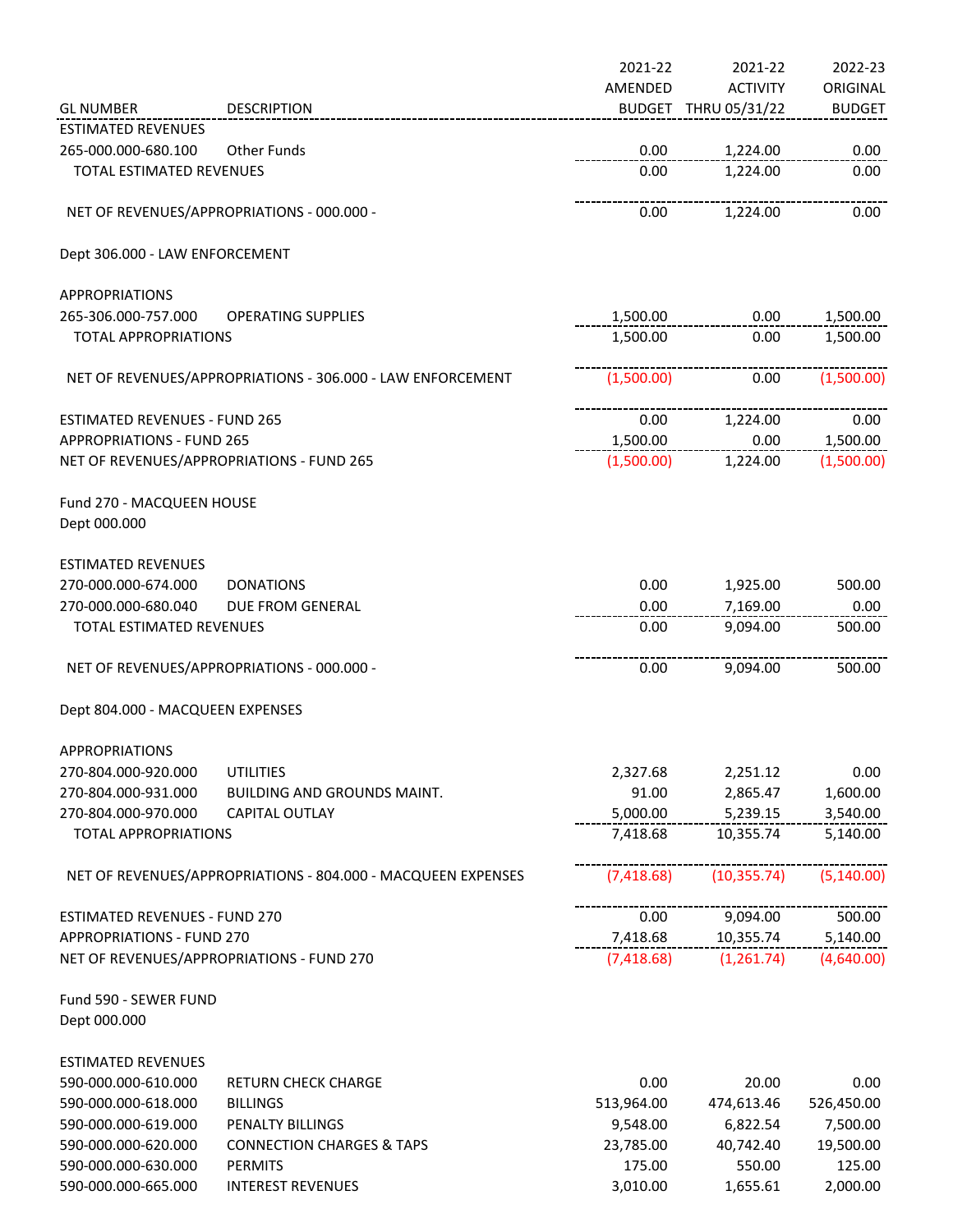| GL NUMBER | DESCRIPTION | 2021-22 AMENDED BUDGET | 2021-22 ACTIVITY THRU 05/31/22 | 2022-23 ORIGINAL BUDGET |
|---|---|---|---|---|
| ESTIMATED REVENUES | | | | |
| 265-000.000-680.100 | Other Funds | 0.00 | 1,224.00 | 0.00 |
| TOTAL ESTIMATED REVENUES | | 0.00 | 1,224.00 | 0.00 |
| NET OF REVENUES/APPROPRIATIONS - 000.000 - | | 0.00 | 1,224.00 | 0.00 |
| Dept 306.000 - LAW ENFORCEMENT | | | | |
| APPROPRIATIONS | | | | |
| 265-306.000-757.000 | OPERATING SUPPLIES | 1,500.00 | 0.00 | 1,500.00 |
| TOTAL APPROPRIATIONS | | 1,500.00 | 0.00 | 1,500.00 |
| NET OF REVENUES/APPROPRIATIONS - 306.000 - LAW ENFORCEMENT | | (1,500.00) | 0.00 | (1,500.00) |
| ESTIMATED REVENUES - FUND 265 | | 0.00 | 1,224.00 | 0.00 |
| APPROPRIATIONS - FUND 265 | | 1,500.00 | 0.00 | 1,500.00 |
| NET OF REVENUES/APPROPRIATIONS - FUND 265 | | (1,500.00) | 1,224.00 | (1,500.00) |
| Fund 270 - MACQUEEN HOUSE | | | | |
| Dept 000.000 | | | | |
| ESTIMATED REVENUES | | | | |
| 270-000.000-674.000 | DONATIONS | 0.00 | 1,925.00 | 500.00 |
| 270-000.000-680.040 | DUE FROM GENERAL | 0.00 | 7,169.00 | 0.00 |
| TOTAL ESTIMATED REVENUES | | 0.00 | 9,094.00 | 500.00 |
| NET OF REVENUES/APPROPRIATIONS - 000.000 - | | 0.00 | 9,094.00 | 500.00 |
| Dept 804.000 - MACQUEEN EXPENSES | | | | |
| APPROPRIATIONS | | | | |
| 270-804.000-920.000 | UTILITIES | 2,327.68 | 2,251.12 | 0.00 |
| 270-804.000-931.000 | BUILDING AND GROUNDS MAINT. | 91.00 | 2,865.47 | 1,600.00 |
| 270-804.000-970.000 | CAPITAL OUTLAY | 5,000.00 | 5,239.15 | 3,540.00 |
| TOTAL APPROPRIATIONS | | 7,418.68 | 10,355.74 | 5,140.00 |
| NET OF REVENUES/APPROPRIATIONS - 804.000 - MACQUEEN EXPENSES | | (7,418.68) | (10,355.74) | (5,140.00) |
| ESTIMATED REVENUES - FUND 270 | | 0.00 | 9,094.00 | 500.00 |
| APPROPRIATIONS - FUND 270 | | 7,418.68 | 10,355.74 | 5,140.00 |
| NET OF REVENUES/APPROPRIATIONS - FUND 270 | | (7,418.68) | (1,261.74) | (4,640.00) |
| Fund 590 - SEWER FUND | | | | |
| Dept 000.000 | | | | |
| ESTIMATED REVENUES | | | | |
| 590-000.000-610.000 | RETURN CHECK CHARGE | 0.00 | 20.00 | 0.00 |
| 590-000.000-618.000 | BILLINGS | 513,964.00 | 474,613.46 | 526,450.00 |
| 590-000.000-619.000 | PENALTY BILLINGS | 9,548.00 | 6,822.54 | 7,500.00 |
| 590-000.000-620.000 | CONNECTION CHARGES & TAPS | 23,785.00 | 40,742.40 | 19,500.00 |
| 590-000.000-630.000 | PERMITS | 175.00 | 550.00 | 125.00 |
| 590-000.000-665.000 | INTEREST REVENUES | 3,010.00 | 1,655.61 | 2,000.00 |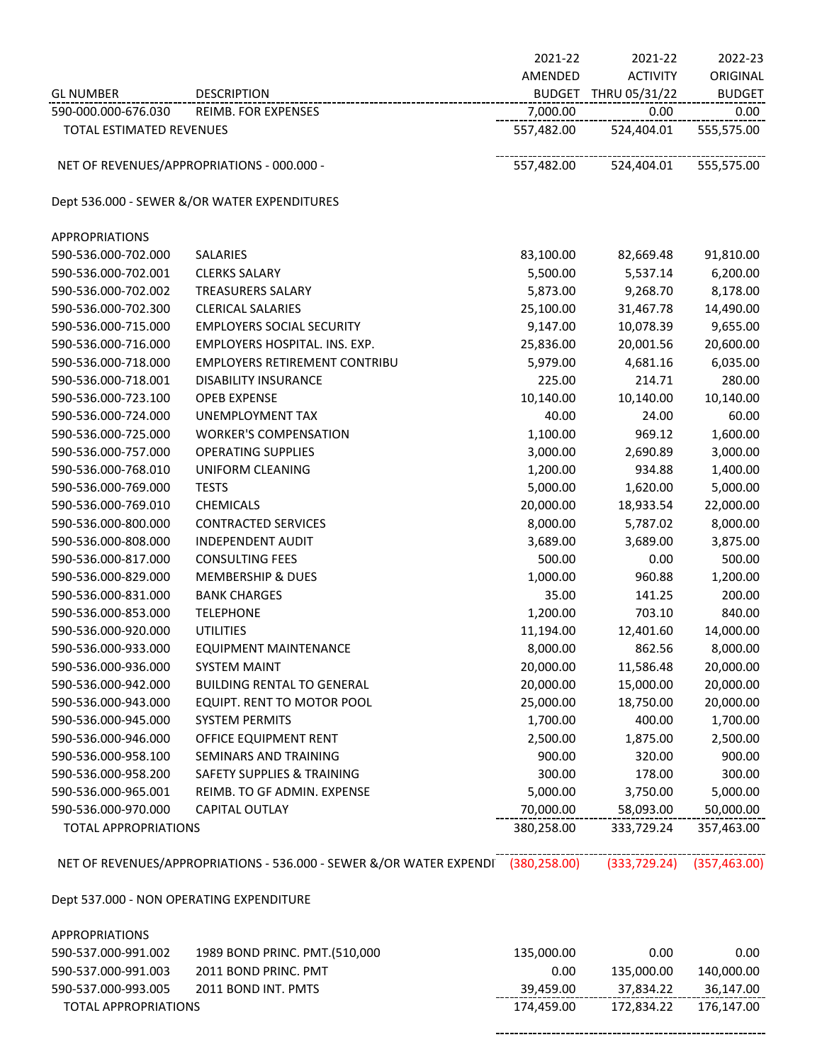| GL NUMBER | DESCRIPTION | 2021-22 AMENDED BUDGET | 2021-22 ACTIVITY THRU 05/31/22 | 2022-23 ORIGINAL BUDGET |
|---|---|---|---|---|
| 590-000.000-676.030 | REIMB. FOR EXPENSES | 7,000.00 | 0.00 | 0.00 |
| TOTAL ESTIMATED REVENUES | | 557,482.00 | 524,404.01 | 555,575.00 |
| | | | | |
| NET OF REVENUES/APPROPRIATIONS - 000.000 - | | 557,482.00 | 524,404.01 | 555,575.00 |
| | | | | |
| Dept 536.000 - SEWER &/OR WATER EXPENDITURES | | | | |
| | | | | |
| APPROPRIATIONS | | | | |
| 590-536.000-702.000 | SALARIES | 83,100.00 | 82,669.48 | 91,810.00 |
| 590-536.000-702.001 | CLERKS SALARY | 5,500.00 | 5,537.14 | 6,200.00 |
| 590-536.000-702.002 | TREASURERS SALARY | 5,873.00 | 9,268.70 | 8,178.00 |
| 590-536.000-702.300 | CLERICAL SALARIES | 25,100.00 | 31,467.78 | 14,490.00 |
| 590-536.000-715.000 | EMPLOYERS SOCIAL SECURITY | 9,147.00 | 10,078.39 | 9,655.00 |
| 590-536.000-716.000 | EMPLOYERS HOSPITAL. INS. EXP. | 25,836.00 | 20,001.56 | 20,600.00 |
| 590-536.000-718.000 | EMPLOYERS RETIREMENT CONTRIBU | 5,979.00 | 4,681.16 | 6,035.00 |
| 590-536.000-718.001 | DISABILITY INSURANCE | 225.00 | 214.71 | 280.00 |
| 590-536.000-723.100 | OPEB EXPENSE | 10,140.00 | 10,140.00 | 10,140.00 |
| 590-536.000-724.000 | UNEMPLOYMENT TAX | 40.00 | 24.00 | 60.00 |
| 590-536.000-725.000 | WORKER'S COMPENSATION | 1,100.00 | 969.12 | 1,600.00 |
| 590-536.000-757.000 | OPERATING SUPPLIES | 3,000.00 | 2,690.89 | 3,000.00 |
| 590-536.000-768.010 | UNIFORM CLEANING | 1,200.00 | 934.88 | 1,400.00 |
| 590-536.000-769.000 | TESTS | 5,000.00 | 1,620.00 | 5,000.00 |
| 590-536.000-769.010 | CHEMICALS | 20,000.00 | 18,933.54 | 22,000.00 |
| 590-536.000-800.000 | CONTRACTED SERVICES | 8,000.00 | 5,787.02 | 8,000.00 |
| 590-536.000-808.000 | INDEPENDENT AUDIT | 3,689.00 | 3,689.00 | 3,875.00 |
| 590-536.000-817.000 | CONSULTING FEES | 500.00 | 0.00 | 500.00 |
| 590-536.000-829.000 | MEMBERSHIP & DUES | 1,000.00 | 960.88 | 1,200.00 |
| 590-536.000-831.000 | BANK CHARGES | 35.00 | 141.25 | 200.00 |
| 590-536.000-853.000 | TELEPHONE | 1,200.00 | 703.10 | 840.00 |
| 590-536.000-920.000 | UTILITIES | 11,194.00 | 12,401.60 | 14,000.00 |
| 590-536.000-933.000 | EQUIPMENT MAINTENANCE | 8,000.00 | 862.56 | 8,000.00 |
| 590-536.000-936.000 | SYSTEM MAINT | 20,000.00 | 11,586.48 | 20,000.00 |
| 590-536.000-942.000 | BUILDING RENTAL TO GENERAL | 20,000.00 | 15,000.00 | 20,000.00 |
| 590-536.000-943.000 | EQUIPT. RENT TO MOTOR POOL | 25,000.00 | 18,750.00 | 20,000.00 |
| 590-536.000-945.000 | SYSTEM PERMITS | 1,700.00 | 400.00 | 1,700.00 |
| 590-536.000-946.000 | OFFICE EQUIPMENT RENT | 2,500.00 | 1,875.00 | 2,500.00 |
| 590-536.000-958.100 | SEMINARS AND TRAINING | 900.00 | 320.00 | 900.00 |
| 590-536.000-958.200 | SAFETY SUPPLIES & TRAINING | 300.00 | 178.00 | 300.00 |
| 590-536.000-965.001 | REIMB. TO GF ADMIN. EXPENSE | 5,000.00 | 3,750.00 | 5,000.00 |
| 590-536.000-970.000 | CAPITAL OUTLAY | 70,000.00 | 58,093.00 | 50,000.00 |
| TOTAL APPROPRIATIONS | | 380,258.00 | 333,729.24 | 357,463.00 |
| | | | | |
| NET OF REVENUES/APPROPRIATIONS - 536.000 - SEWER &/OR WATER EXPENDI | | (380,258.00) | (333,729.24) | (357,463.00) |
| | | | | |
| Dept 537.000 - NON OPERATING EXPENDITURE | | | | |
| | | | | |
| APPROPRIATIONS | | | | |
| 590-537.000-991.002 | 1989 BOND PRINC. PMT.(510,000 | 135,000.00 | 0.00 | 0.00 |
| 590-537.000-991.003 | 2011 BOND PRINC. PMT | 0.00 | 135,000.00 | 140,000.00 |
| 590-537.000-993.005 | 2011 BOND INT. PMTS | 39,459.00 | 37,834.22 | 36,147.00 |
| TOTAL APPROPRIATIONS | | 174,459.00 | 172,834.22 | 176,147.00 |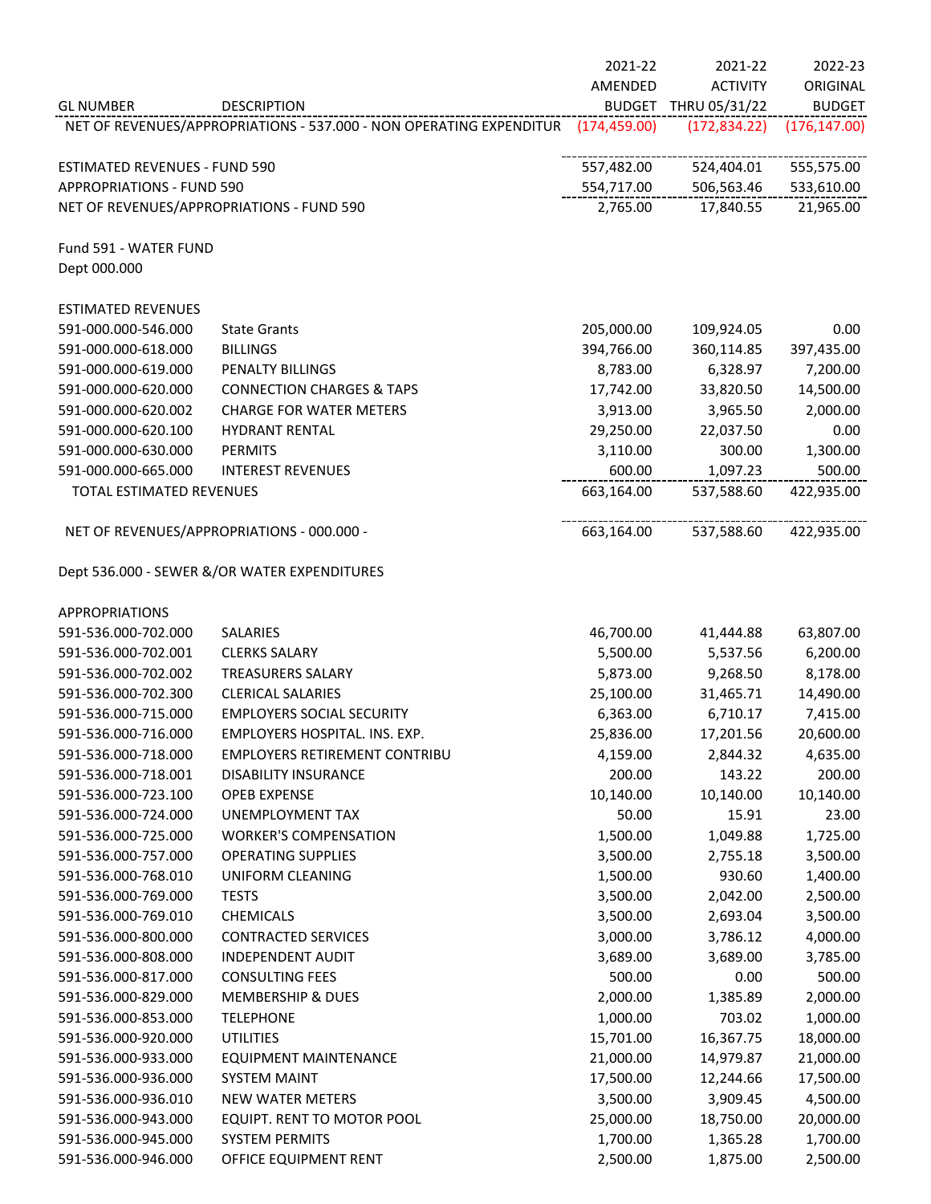| GL NUMBER | DESCRIPTION | 2021-22 AMENDED BUDGET | 2021-22 ACTIVITY THRU 05/31/22 | 2022-23 ORIGINAL BUDGET |
|---|---|---|---|---|
| NET OF REVENUES/APPROPRIATIONS - 537.000 - NON OPERATING EXPENDITUR | | (174,459.00) | (172,834.22) | (176,147.00) |
| | | | | |
| ESTIMATED REVENUES - FUND 590 | | 557,482.00 | 524,404.01 | 555,575.00 |
| APPROPRIATIONS - FUND 590 | | 554,717.00 | 506,563.46 | 533,610.00 |
| NET OF REVENUES/APPROPRIATIONS - FUND 590 | | 2,765.00 | 17,840.55 | 21,965.00 |
| | | | | |
| Fund 591 - WATER FUND | | | | |
| Dept 000.000 | | | | |
| | | | | |
| ESTIMATED REVENUES | | | | |
| 591-000.000-546.000 | State Grants | 205,000.00 | 109,924.05 | 0.00 |
| 591-000.000-618.000 | BILLINGS | 394,766.00 | 360,114.85 | 397,435.00 |
| 591-000.000-619.000 | PENALTY BILLINGS | 8,783.00 | 6,328.97 | 7,200.00 |
| 591-000.000-620.000 | CONNECTION CHARGES & TAPS | 17,742.00 | 33,820.50 | 14,500.00 |
| 591-000.000-620.002 | CHARGE FOR WATER METERS | 3,913.00 | 3,965.50 | 2,000.00 |
| 591-000.000-620.100 | HYDRANT RENTAL | 29,250.00 | 22,037.50 | 0.00 |
| 591-000.000-630.000 | PERMITS | 3,110.00 | 300.00 | 1,300.00 |
| 591-000.000-665.000 | INTEREST REVENUES | 600.00 | 1,097.23 | 500.00 |
| TOTAL ESTIMATED REVENUES | | 663,164.00 | 537,588.60 | 422,935.00 |
| | | | | |
| NET OF REVENUES/APPROPRIATIONS - 000.000 - | | 663,164.00 | 537,588.60 | 422,935.00 |
| | | | | |
| Dept 536.000 - SEWER &/OR WATER EXPENDITURES | | | | |
| | | | | |
| APPROPRIATIONS | | | | |
| 591-536.000-702.000 | SALARIES | 46,700.00 | 41,444.88 | 63,807.00 |
| 591-536.000-702.001 | CLERKS SALARY | 5,500.00 | 5,537.56 | 6,200.00 |
| 591-536.000-702.002 | TREASURERS SALARY | 5,873.00 | 9,268.50 | 8,178.00 |
| 591-536.000-702.300 | CLERICAL SALARIES | 25,100.00 | 31,465.71 | 14,490.00 |
| 591-536.000-715.000 | EMPLOYERS SOCIAL SECURITY | 6,363.00 | 6,710.17 | 7,415.00 |
| 591-536.000-716.000 | EMPLOYERS HOSPITAL. INS. EXP. | 25,836.00 | 17,201.56 | 20,600.00 |
| 591-536.000-718.000 | EMPLOYERS RETIREMENT CONTRIBU | 4,159.00 | 2,844.32 | 4,635.00 |
| 591-536.000-718.001 | DISABILITY INSURANCE | 200.00 | 143.22 | 200.00 |
| 591-536.000-723.100 | OPEB EXPENSE | 10,140.00 | 10,140.00 | 10,140.00 |
| 591-536.000-724.000 | UNEMPLOYMENT TAX | 50.00 | 15.91 | 23.00 |
| 591-536.000-725.000 | WORKER'S COMPENSATION | 1,500.00 | 1,049.88 | 1,725.00 |
| 591-536.000-757.000 | OPERATING SUPPLIES | 3,500.00 | 2,755.18 | 3,500.00 |
| 591-536.000-768.010 | UNIFORM CLEANING | 1,500.00 | 930.60 | 1,400.00 |
| 591-536.000-769.000 | TESTS | 3,500.00 | 2,042.00 | 2,500.00 |
| 591-536.000-769.010 | CHEMICALS | 3,500.00 | 2,693.04 | 3,500.00 |
| 591-536.000-800.000 | CONTRACTED SERVICES | 3,000.00 | 3,786.12 | 4,000.00 |
| 591-536.000-808.000 | INDEPENDENT AUDIT | 3,689.00 | 3,689.00 | 3,785.00 |
| 591-536.000-817.000 | CONSULTING FEES | 500.00 | 0.00 | 500.00 |
| 591-536.000-829.000 | MEMBERSHIP & DUES | 2,000.00 | 1,385.89 | 2,000.00 |
| 591-536.000-853.000 | TELEPHONE | 1,000.00 | 703.02 | 1,000.00 |
| 591-536.000-920.000 | UTILITIES | 15,701.00 | 16,367.75 | 18,000.00 |
| 591-536.000-933.000 | EQUIPMENT MAINTENANCE | 21,000.00 | 14,979.87 | 21,000.00 |
| 591-536.000-936.000 | SYSTEM MAINT | 17,500.00 | 12,244.66 | 17,500.00 |
| 591-536.000-936.010 | NEW WATER METERS | 3,500.00 | 3,909.45 | 4,500.00 |
| 591-536.000-943.000 | EQUIPT. RENT TO MOTOR POOL | 25,000.00 | 18,750.00 | 20,000.00 |
| 591-536.000-945.000 | SYSTEM PERMITS | 1,700.00 | 1,365.28 | 1,700.00 |
| 591-536.000-946.000 | OFFICE EQUIPMENT RENT | 2,500.00 | 1,875.00 | 2,500.00 |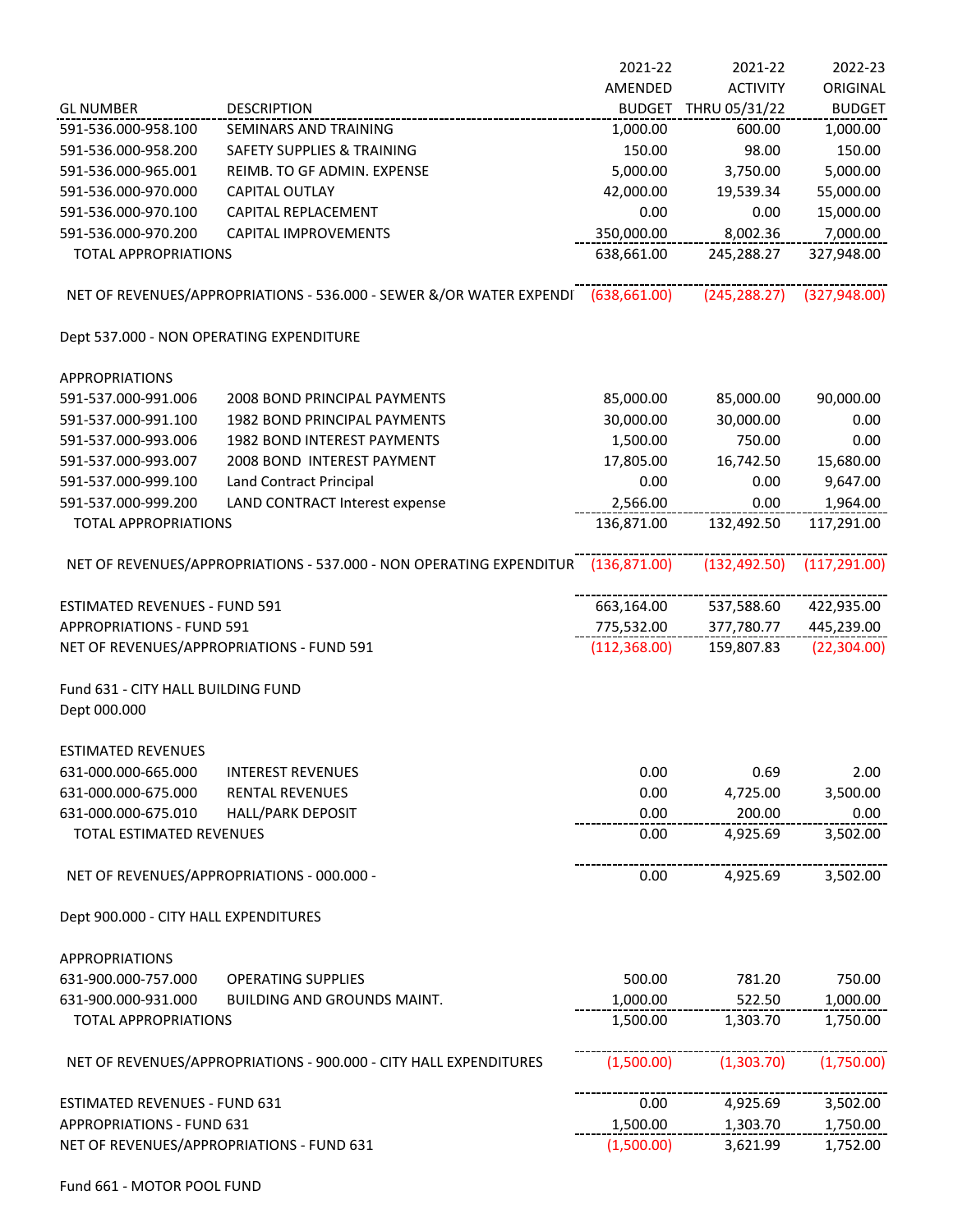| GL NUMBER | DESCRIPTION | 2021-22 AMENDED BUDGET | 2021-22 ACTIVITY THRU 05/31/22 | 2022-23 ORIGINAL BUDGET |
|---|---|---|---|---|
| 591-536.000-958.100 | SEMINARS AND TRAINING | 1,000.00 | 600.00 | 1,000.00 |
| 591-536.000-958.200 | SAFETY SUPPLIES & TRAINING | 150.00 | 98.00 | 150.00 |
| 591-536.000-965.001 | REIMB. TO GF ADMIN. EXPENSE | 5,000.00 | 3,750.00 | 5,000.00 |
| 591-536.000-970.000 | CAPITAL OUTLAY | 42,000.00 | 19,539.34 | 55,000.00 |
| 591-536.000-970.100 | CAPITAL REPLACEMENT | 0.00 | 0.00 | 15,000.00 |
| 591-536.000-970.200 | CAPITAL IMPROVEMENTS | 350,000.00 | 8,002.36 | 7,000.00 |
| TOTAL APPROPRIATIONS | | 638,661.00 | 245,288.27 | 327,948.00 |
| | | | | |
| NET OF REVENUES/APPROPRIATIONS - 536.000 - SEWER &/OR WATER EXPENDI | | (638,661.00) | (245,288.27) | (327,948.00) |
| | | | | |
| Dept 537.000 - NON OPERATING EXPENDITURE | | | | |
| | | | | |
| APPROPRIATIONS | | | | |
| 591-537.000-991.006 | 2008 BOND PRINCIPAL PAYMENTS | 85,000.00 | 85,000.00 | 90,000.00 |
| 591-537.000-991.100 | 1982 BOND PRINCIPAL PAYMENTS | 30,000.00 | 30,000.00 | 0.00 |
| 591-537.000-993.006 | 1982 BOND INTEREST PAYMENTS | 1,500.00 | 750.00 | 0.00 |
| 591-537.000-993.007 | 2008 BOND INTEREST PAYMENT | 17,805.00 | 16,742.50 | 15,680.00 |
| 591-537.000-999.100 | Land Contract Principal | 0.00 | 0.00 | 9,647.00 |
| 591-537.000-999.200 | LAND CONTRACT Interest expense | 2,566.00 | 0.00 | 1,964.00 |
| TOTAL APPROPRIATIONS | | 136,871.00 | 132,492.50 | 117,291.00 |
| | | | | |
| NET OF REVENUES/APPROPRIATIONS - 537.000 - NON OPERATING EXPENDITUR | | (136,871.00) | (132,492.50) | (117,291.00) |
| | | | | |
| ESTIMATED REVENUES - FUND 591 | | 663,164.00 | 537,588.60 | 422,935.00 |
| APPROPRIATIONS - FUND 591 | | 775,532.00 | 377,780.77 | 445,239.00 |
| NET OF REVENUES/APPROPRIATIONS - FUND 591 | | (112,368.00) | 159,807.83 | (22,304.00) |
| | | | | |
| Fund 631 - CITY HALL BUILDING FUND | | | | |
| Dept 000.000 | | | | |
| | | | | |
| ESTIMATED REVENUES | | | | |
| 631-000.000-665.000 | INTEREST REVENUES | 0.00 | 0.69 | 2.00 |
| 631-000.000-675.000 | RENTAL REVENUES | 0.00 | 4,725.00 | 3,500.00 |
| 631-000.000-675.010 | HALL/PARK DEPOSIT | 0.00 | 200.00 | 0.00 |
| TOTAL ESTIMATED REVENUES | | 0.00 | 4,925.69 | 3,502.00 |
| | | | | |
| NET OF REVENUES/APPROPRIATIONS - 000.000 - | | 0.00 | 4,925.69 | 3,502.00 |
| | | | | |
| Dept 900.000 - CITY HALL EXPENDITURES | | | | |
| | | | | |
| APPROPRIATIONS | | | | |
| 631-900.000-757.000 | OPERATING SUPPLIES | 500.00 | 781.20 | 750.00 |
| 631-900.000-931.000 | BUILDING AND GROUNDS MAINT. | 1,000.00 | 522.50 | 1,000.00 |
| TOTAL APPROPRIATIONS | | 1,500.00 | 1,303.70 | 1,750.00 |
| | | | | |
| NET OF REVENUES/APPROPRIATIONS - 900.000 - CITY HALL EXPENDITURES | | (1,500.00) | (1,303.70) | (1,750.00) |
| | | | | |
| ESTIMATED REVENUES - FUND 631 | | 0.00 | 4,925.69 | 3,502.00 |
| APPROPRIATIONS - FUND 631 | | 1,500.00 | 1,303.70 | 1,750.00 |
| NET OF REVENUES/APPROPRIATIONS - FUND 631 | | (1,500.00) | 3,621.99 | 1,752.00 |

Fund 661 - MOTOR POOL FUND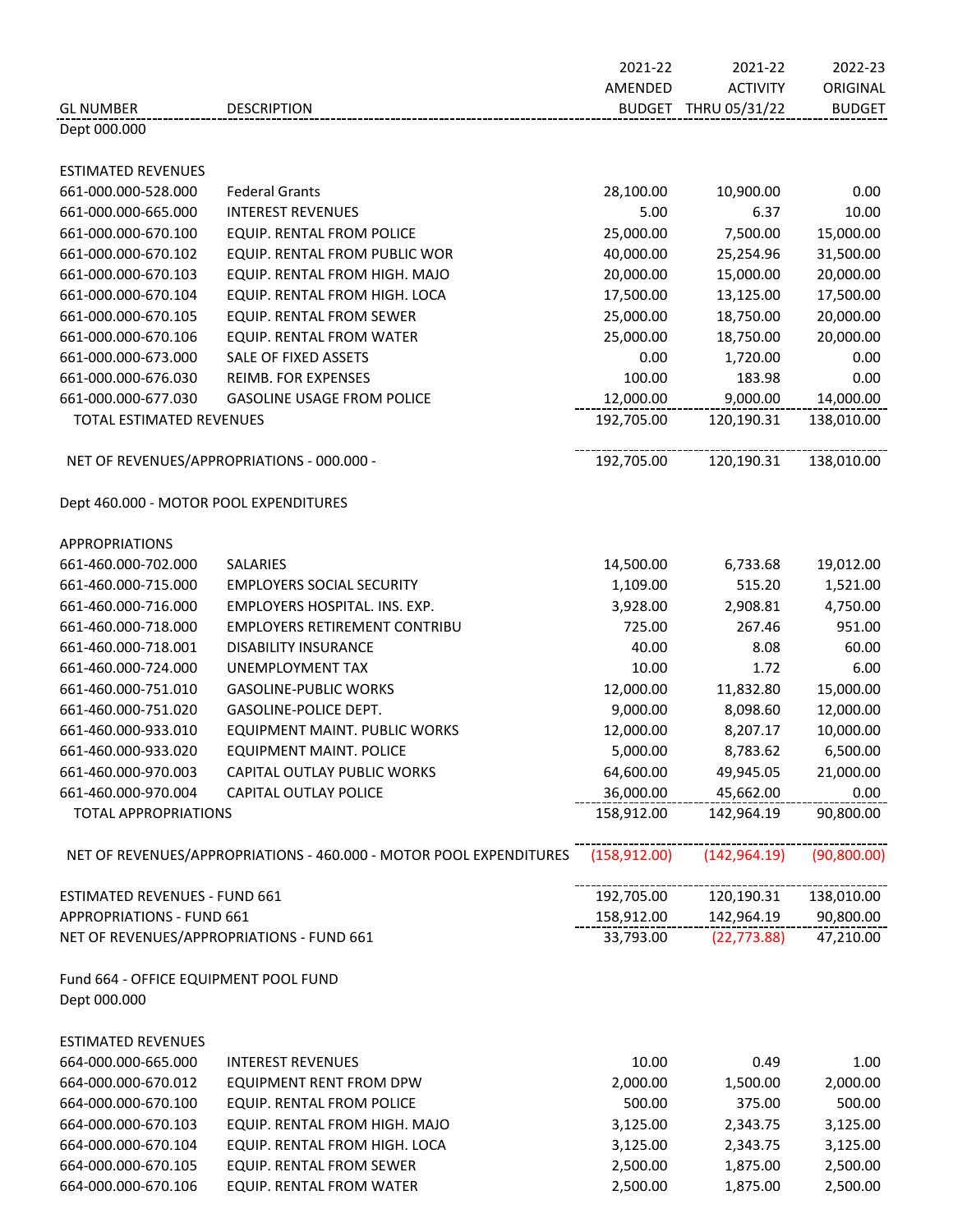| GL NUMBER | DESCRIPTION | 2021-22 AMENDED BUDGET | 2021-22 ACTIVITY THRU 05/31/22 | 2022-23 ORIGINAL BUDGET |
|---|---|---|---|---|
| Dept 000.000 | | | | |
| ESTIMATED REVENUES | | | | |
| 661-000.000-528.000 | Federal Grants | 28,100.00 | 10,900.00 | 0.00 |
| 661-000.000-665.000 | INTEREST REVENUES | 5.00 | 6.37 | 10.00 |
| 661-000.000-670.100 | EQUIP. RENTAL FROM POLICE | 25,000.00 | 7,500.00 | 15,000.00 |
| 661-000.000-670.102 | EQUIP. RENTAL FROM PUBLIC WOR | 40,000.00 | 25,254.96 | 31,500.00 |
| 661-000.000-670.103 | EQUIP. RENTAL FROM HIGH. MAJO | 20,000.00 | 15,000.00 | 20,000.00 |
| 661-000.000-670.104 | EQUIP. RENTAL FROM HIGH. LOCA | 17,500.00 | 13,125.00 | 17,500.00 |
| 661-000.000-670.105 | EQUIP. RENTAL FROM SEWER | 25,000.00 | 18,750.00 | 20,000.00 |
| 661-000.000-670.106 | EQUIP. RENTAL FROM WATER | 25,000.00 | 18,750.00 | 20,000.00 |
| 661-000.000-673.000 | SALE OF FIXED ASSETS | 0.00 | 1,720.00 | 0.00 |
| 661-000.000-676.030 | REIMB. FOR EXPENSES | 100.00 | 183.98 | 0.00 |
| 661-000.000-677.030 | GASOLINE USAGE FROM POLICE | 12,000.00 | 9,000.00 | 14,000.00 |
| TOTAL ESTIMATED REVENUES | | 192,705.00 | 120,190.31 | 138,010.00 |
| NET OF REVENUES/APPROPRIATIONS - 000.000 - | | 192,705.00 | 120,190.31 | 138,010.00 |
| Dept 460.000 - MOTOR POOL EXPENDITURES | | | | |
| APPROPRIATIONS | | | | |
| 661-460.000-702.000 | SALARIES | 14,500.00 | 6,733.68 | 19,012.00 |
| 661-460.000-715.000 | EMPLOYERS SOCIAL SECURITY | 1,109.00 | 515.20 | 1,521.00 |
| 661-460.000-716.000 | EMPLOYERS HOSPITAL. INS. EXP. | 3,928.00 | 2,908.81 | 4,750.00 |
| 661-460.000-718.000 | EMPLOYERS RETIREMENT CONTRIBU | 725.00 | 267.46 | 951.00 |
| 661-460.000-718.001 | DISABILITY INSURANCE | 40.00 | 8.08 | 60.00 |
| 661-460.000-724.000 | UNEMPLOYMENT TAX | 10.00 | 1.72 | 6.00 |
| 661-460.000-751.010 | GASOLINE-PUBLIC WORKS | 12,000.00 | 11,832.80 | 15,000.00 |
| 661-460.000-751.020 | GASOLINE-POLICE DEPT. | 9,000.00 | 8,098.60 | 12,000.00 |
| 661-460.000-933.010 | EQUIPMENT MAINT. PUBLIC WORKS | 12,000.00 | 8,207.17 | 10,000.00 |
| 661-460.000-933.020 | EQUIPMENT MAINT. POLICE | 5,000.00 | 8,783.62 | 6,500.00 |
| 661-460.000-970.003 | CAPITAL OUTLAY PUBLIC WORKS | 64,600.00 | 49,945.05 | 21,000.00 |
| 661-460.000-970.004 | CAPITAL OUTLAY POLICE | 36,000.00 | 45,662.00 | 0.00 |
| TOTAL APPROPRIATIONS | | 158,912.00 | 142,964.19 | 90,800.00 |
| NET OF REVENUES/APPROPRIATIONS - 460.000 - MOTOR POOL EXPENDITURES | | (158,912.00) | (142,964.19) | (90,800.00) |
| ESTIMATED REVENUES - FUND 661 | | 192,705.00 | 120,190.31 | 138,010.00 |
| APPROPRIATIONS - FUND 661 | | 158,912.00 | 142,964.19 | 90,800.00 |
| NET OF REVENUES/APPROPRIATIONS - FUND 661 | | 33,793.00 | (22,773.88) | 47,210.00 |

Fund 664 - OFFICE EQUIPMENT POOL FUND
Dept 000.000

| GL NUMBER | DESCRIPTION | 2021-22 AMENDED BUDGET | 2021-22 ACTIVITY THRU 05/31/22 | 2022-23 ORIGINAL BUDGET |
|---|---|---|---|---|
| ESTIMATED REVENUES | | | | |
| 664-000.000-665.000 | INTEREST REVENUES | 10.00 | 0.49 | 1.00 |
| 664-000.000-670.012 | EQUIPMENT RENT FROM DPW | 2,000.00 | 1,500.00 | 2,000.00 |
| 664-000.000-670.100 | EQUIP. RENTAL FROM POLICE | 500.00 | 375.00 | 500.00 |
| 664-000.000-670.103 | EQUIP. RENTAL FROM HIGH. MAJO | 3,125.00 | 2,343.75 | 3,125.00 |
| 664-000.000-670.104 | EQUIP. RENTAL FROM HIGH. LOCA | 3,125.00 | 2,343.75 | 3,125.00 |
| 664-000.000-670.105 | EQUIP. RENTAL FROM SEWER | 2,500.00 | 1,875.00 | 2,500.00 |
| 664-000.000-670.106 | EQUIP. RENTAL FROM WATER | 2,500.00 | 1,875.00 | 2,500.00 |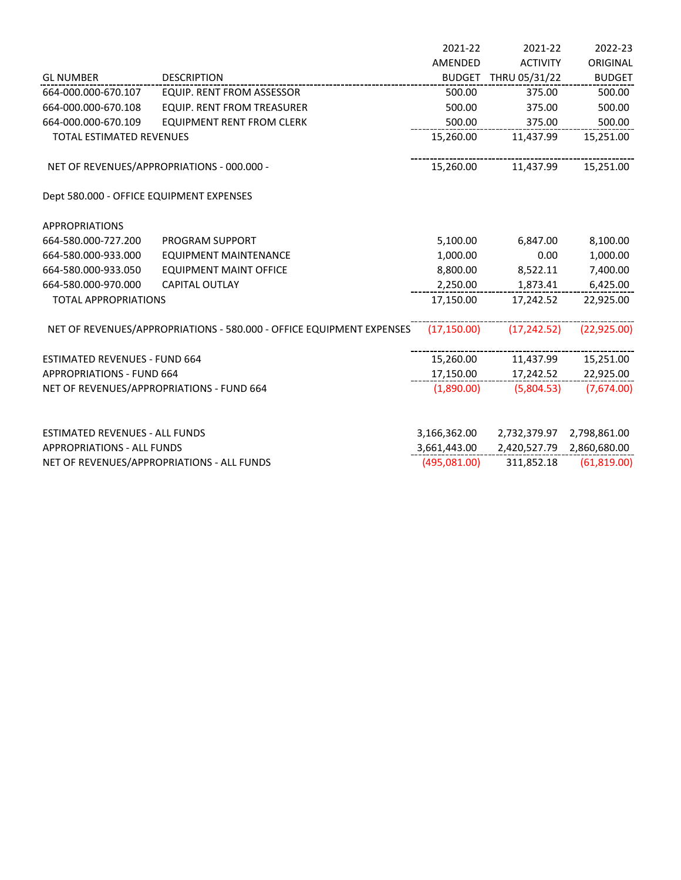| GL NUMBER | DESCRIPTION | 2021-22 AMENDED BUDGET | 2021-22 ACTIVITY THRU 05/31/22 | 2022-23 ORIGINAL BUDGET |
|---|---|---|---|---|
| 664-000.000-670.107 | EQUIP. RENT FROM ASSESSOR | 500.00 | 375.00 | 500.00 |
| 664-000.000-670.108 | EQUIP. RENT FROM TREASURER | 500.00 | 375.00 | 500.00 |
| 664-000.000-670.109 | EQUIPMENT RENT FROM CLERK | 500.00 | 375.00 | 500.00 |
| TOTAL ESTIMATED REVENUES | | 15,260.00 | 11,437.99 | 15,251.00 |
| | | | | |
| NET OF REVENUES/APPROPRIATIONS - 000.000 - | | 15,260.00 | 11,437.99 | 15,251.00 |
| | | | | |
| Dept 580.000 - OFFICE EQUIPMENT EXPENSES | | | | |
| | | | | |
| APPROPRIATIONS | | | | |
| 664-580.000-727.200 | PROGRAM SUPPORT | 5,100.00 | 6,847.00 | 8,100.00 |
| 664-580.000-933.000 | EQUIPMENT MAINTENANCE | 1,000.00 | 0.00 | 1,000.00 |
| 664-580.000-933.050 | EQUIPMENT MAINT OFFICE | 8,800.00 | 8,522.11 | 7,400.00 |
| 664-580.000-970.000 | CAPITAL OUTLAY | 2,250.00 | 1,873.41 | 6,425.00 |
| TOTAL APPROPRIATIONS | | 17,150.00 | 17,242.52 | 22,925.00 |
| | | | | |
| NET OF REVENUES/APPROPRIATIONS - 580.000 - OFFICE EQUIPMENT EXPENSES | | (17,150.00) | (17,242.52) | (22,925.00) |
| | | | | |
| ESTIMATED REVENUES - FUND 664 | | 15,260.00 | 11,437.99 | 15,251.00 |
| APPROPRIATIONS - FUND 664 | | 17,150.00 | 17,242.52 | 22,925.00 |
| NET OF REVENUES/APPROPRIATIONS - FUND 664 | | (1,890.00) | (5,804.53) | (7,674.00) |
| | | | | |
| ESTIMATED REVENUES - ALL FUNDS | | 3,166,362.00 | 2,732,379.97 | 2,798,861.00 |
| APPROPRIATIONS - ALL FUNDS | | 3,661,443.00 | 2,420,527.79 | 2,860,680.00 |
| NET OF REVENUES/APPROPRIATIONS - ALL FUNDS | | (495,081.00) | 311,852.18 | (61,819.00) |